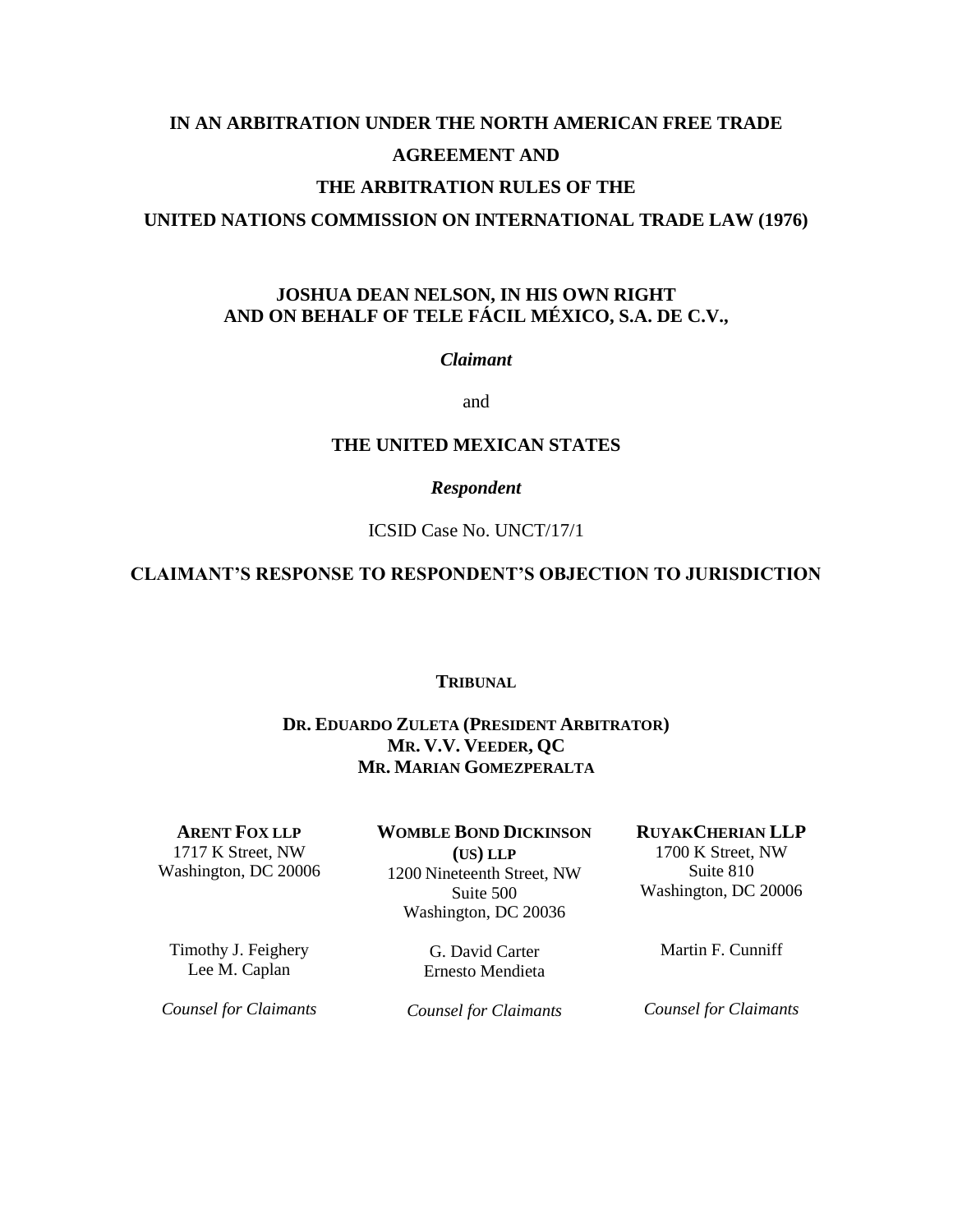**IN AN ARBITRATION UNDER THE NORTH AMERICAN FREE TRADE AGREEMENT AND**

**THE ARBITRATION RULES OF THE**

**UNITED NATIONS COMMISSION ON INTERNATIONAL TRADE LAW (1976)**

**JOSHUA DEAN NELSON, IN HIS OWN RIGHT AND ON BEHALF OF TELE FÁCIL MÉXICO, S.A. DE C.V.,**

***Claimant***

and

**THE UNITED MEXICAN STATES**

***Respondent***

ICSID Case No. UNCT/17/1

**CLAIMANT'S RESPONSE TO RESPONDENT'S OBJECTION TO JURISDICTION**

**TRIBUNAL**

**DR. EDUARDO ZULETA (PRESIDENT ARBITRATOR)**
**MR. V.V. VEEDER, QC**
**MR. MARIAN GOMEZPERALTA**

**ARENT FOX LLP**
1717 K Street, NW
Washington, DC 20006

Timothy J. Feighery
Lee M. Caplan

*Counsel for Claimants*

**WOMBLE BOND DICKINSON (US) LLP**
1200 Nineteenth Street, NW
Suite 500
Washington, DC 20036

G. David Carter
Ernesto Mendieta

*Counsel for Claimants*

**RUYAKCHERIAN LLP**
1700 K Street, NW
Suite 810
Washington, DC 20006

Martin F. Cunniff

*Counsel for Claimants*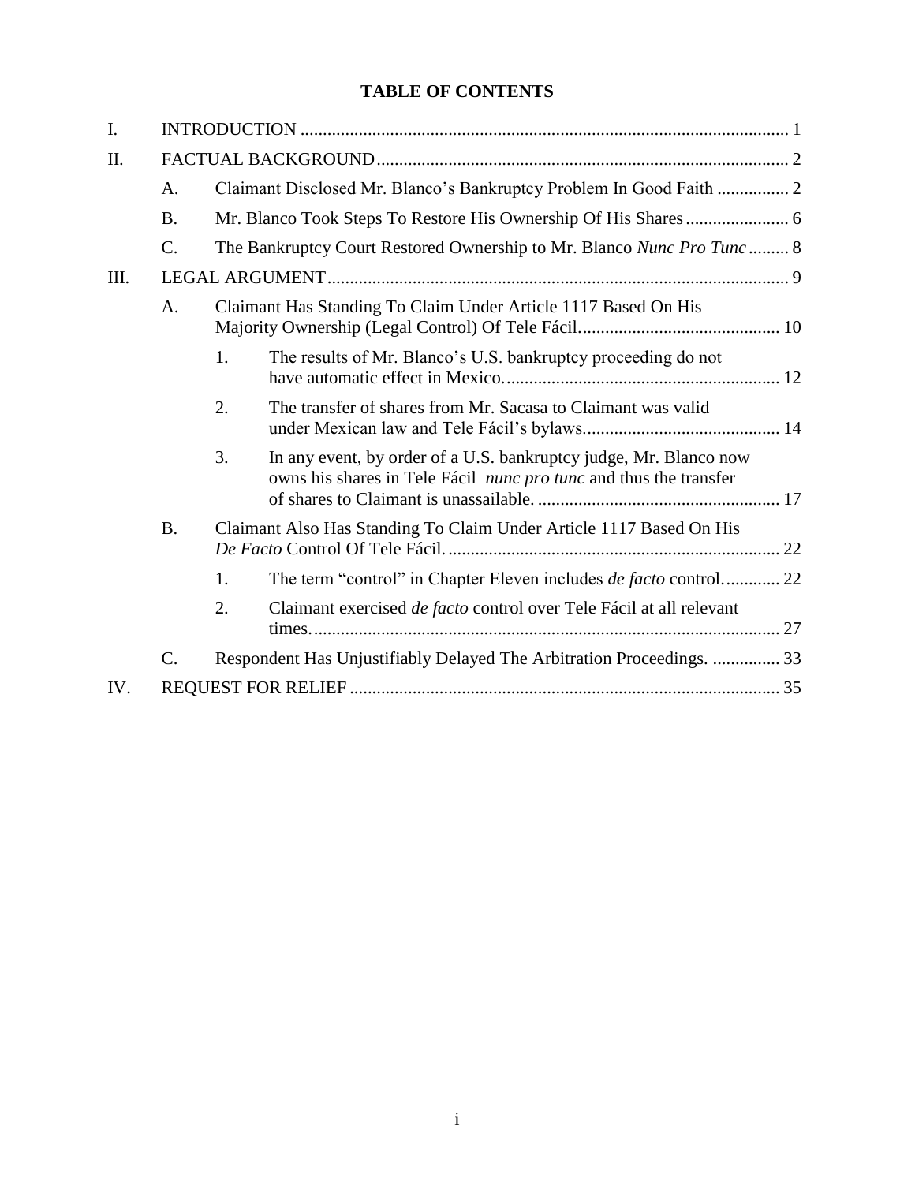# TABLE OF CONTENTS

I. INTRODUCTION ............................................................................................................ 1

II. FACTUAL BACKGROUND ........................................................................................... 2

- A. Claimant Disclosed Mr. Blanco's Bankruptcy Problem In Good Faith ................ 2
- B. Mr. Blanco Took Steps To Restore His Ownership Of His Shares ....................... 6
- C. The Bankruptcy Court Restored Ownership to Mr. Blanco *Nunc Pro Tunc* ......... 8

III. LEGAL ARGUMENT ...................................................................................................... 9

- A. Claimant Has Standing To Claim Under Article 1117 Based On His Majority Ownership (Legal Control) Of Tele Fácil. ............................................ 10
  - 1. The results of Mr. Blanco's U.S. bankruptcy proceeding do not have automatic effect in Mexico. ............................................................. 12
  - 2. The transfer of shares from Mr. Sacasa to Claimant was valid under Mexican law and Tele Fácil's bylaws. .......................................... 14
  - 3. In any event, by order of a U.S. bankruptcy judge, Mr. Blanco now owns his shares in Tele Fácil *nunc pro tunc* and thus the transfer of shares to Claimant is unassailable. ...................................................... 17
- B. Claimant Also Has Standing To Claim Under Article 1117 Based On His *De Facto* Control Of Tele Fácil. .......................................................................... 22
  - 1. The term "control" in Chapter Eleven includes *de facto* control. ............ 22
  - 2. Claimant exercised *de facto* control over Tele Fácil at all relevant times. ........................................................................................................ 27
- C. Respondent Has Unjustifiably Delayed The Arbitration Proceedings. ............... 33

IV. REQUEST FOR RELIEF ............................................................................................... 35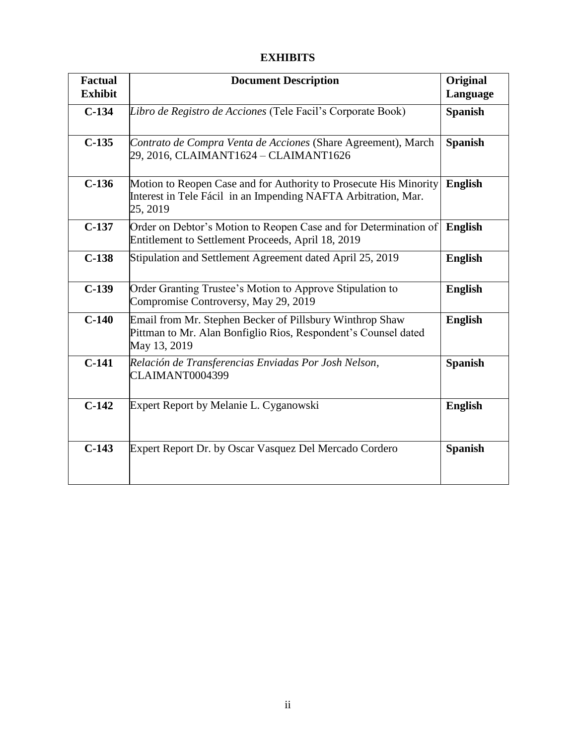## EXHIBITS

| Factual Exhibit | Document Description | Original Language |
|---|---|---|
| **C-134** | *Libro de Registro de Acciones* (Tele Facil's Corporate Book) | **Spanish** |
| **C-135** | *Contrato de Compra Venta de Acciones* (Share Agreement), March 29, 2016, CLAIMANT1624 – CLAIMANT1626 | **Spanish** |
| **C-136** | Motion to Reopen Case and for Authority to Prosecute His Minority Interest in Tele Fácil in an Impending NAFTA Arbitration, Mar. 25, 2019 | **English** |
| **C-137** | Order on Debtor's Motion to Reopen Case and for Determination of Entitlement to Settlement Proceeds, April 18, 2019 | **English** |
| **C-138** | Stipulation and Settlement Agreement dated April 25, 2019 | **English** |
| **C-139** | Order Granting Trustee's Motion to Approve Stipulation to Compromise Controversy, May 29, 2019 | **English** |
| **C-140** | Email from Mr. Stephen Becker of Pillsbury Winthrop Shaw Pittman to Mr. Alan Bonfiglio Rios, Respondent's Counsel dated May 13, 2019 | **English** |
| **C-141** | *Relación de Transferencias Enviadas Por Josh Nelson*, CLAIMANT0004399 | **Spanish** |
| **C-142** | Expert Report by Melanie L. Cyganowski | **English** |
| **C-143** | Expert Report Dr. by Oscar Vasquez Del Mercado Cordero | **Spanish** |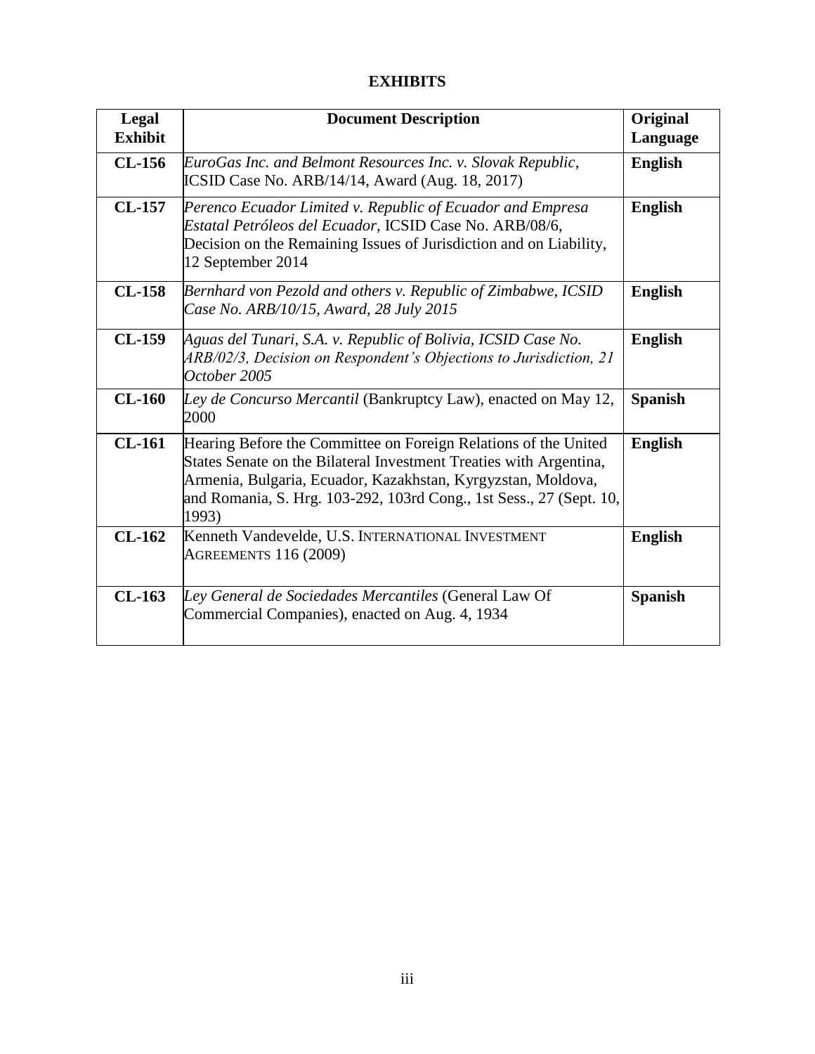## EXHIBITS

| Legal Exhibit | Document Description | Original Language |
| --- | --- | --- |
| **CL-156** | *EuroGas Inc. and Belmont Resources Inc. v. Slovak Republic*, ICSID Case No. ARB/14/14, Award (Aug. 18, 2017) | **English** |
| **CL-157** | *Perenco Ecuador Limited v. Republic of Ecuador and Empresa Estatal Petróleos del Ecuador*, ICSID Case No. ARB/08/6, Decision on the Remaining Issues of Jurisdiction and on Liability, 12 September 2014 | **English** |
| **CL-158** | *Bernhard von Pezold and others v. Republic of Zimbabwe, ICSID Case No. ARB/10/15, Award, 28 July 2015* | **English** |
| **CL-159** | *Aguas del Tunari, S.A. v. Republic of Bolivia, ICSID Case No. ARB/02/3, Decision on Respondent's Objections to Jurisdiction, 21 October 2005* | **English** |
| **CL-160** | *Ley de Concurso Mercantil* (Bankruptcy Law), enacted on May 12, 2000 | **Spanish** |
| **CL-161** | Hearing Before the Committee on Foreign Relations of the United States Senate on the Bilateral Investment Treaties with Argentina, Armenia, Bulgaria, Ecuador, Kazakhstan, Kyrgyzstan, Moldova, and Romania, S. Hrg. 103-292, 103rd Cong., 1st Sess., 27 (Sept. 10, 1993) | **English** |
| **CL-162** | Kenneth Vandevelde, U.S. INTERNATIONAL INVESTMENT AGREEMENTS 116 (2009) | **English** |
| **CL-163** | *Ley General de Sociedades Mercantiles* (General Law Of Commercial Companies), enacted on Aug. 4, 1934 | **Spanish** |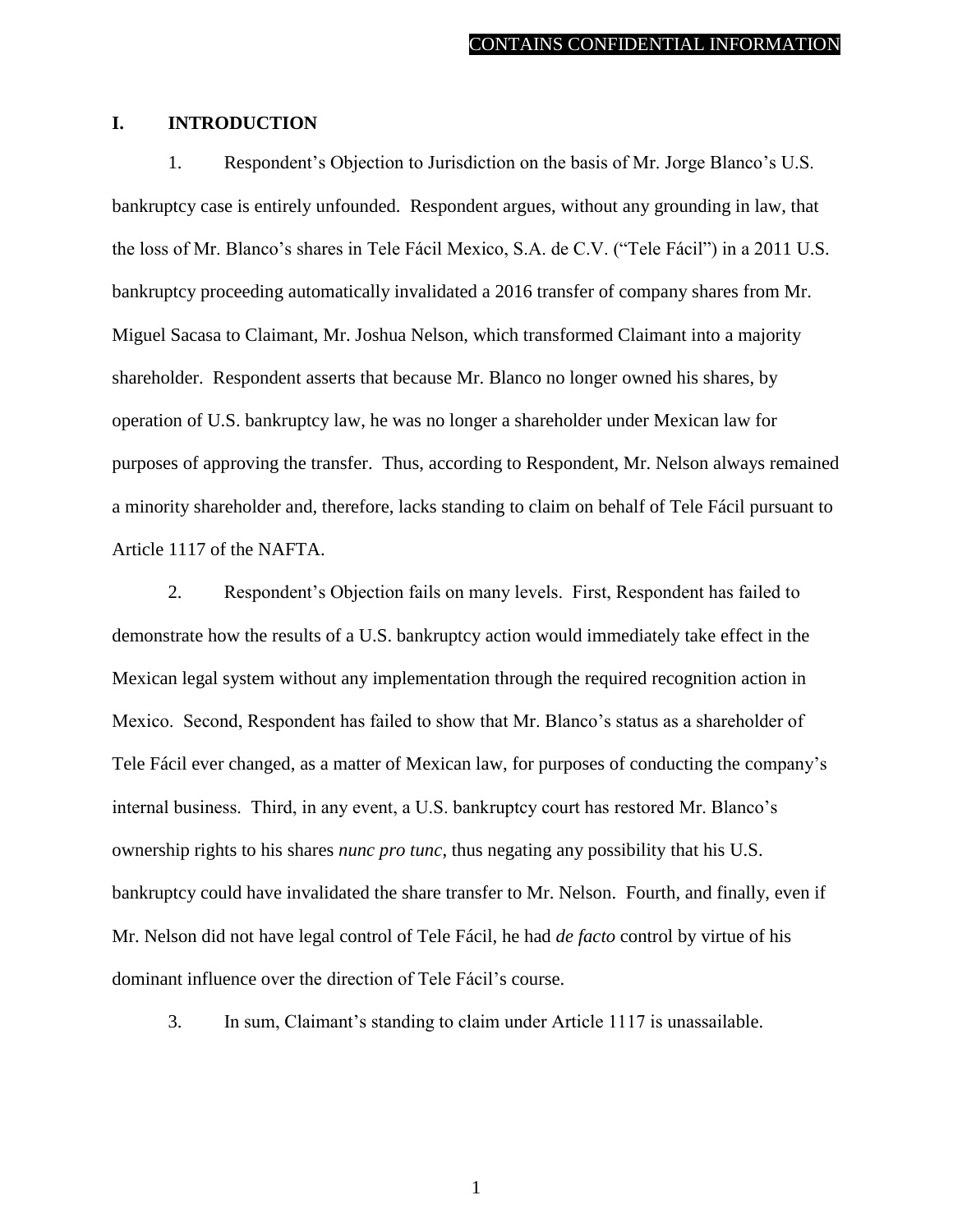## I. INTRODUCTION

1. Respondent's Objection to Jurisdiction on the basis of Mr. Jorge Blanco's U.S. bankruptcy case is entirely unfounded. Respondent argues, without any grounding in law, that the loss of Mr. Blanco's shares in Tele Fácil Mexico, S.A. de C.V. ("Tele Fácil") in a 2011 U.S. bankruptcy proceeding automatically invalidated a 2016 transfer of company shares from Mr. Miguel Sacasa to Claimant, Mr. Joshua Nelson, which transformed Claimant into a majority shareholder. Respondent asserts that because Mr. Blanco no longer owned his shares, by operation of U.S. bankruptcy law, he was no longer a shareholder under Mexican law for purposes of approving the transfer. Thus, according to Respondent, Mr. Nelson always remained a minority shareholder and, therefore, lacks standing to claim on behalf of Tele Fácil pursuant to Article 1117 of the NAFTA.

2. Respondent's Objection fails on many levels. First, Respondent has failed to demonstrate how the results of a U.S. bankruptcy action would immediately take effect in the Mexican legal system without any implementation through the required recognition action in Mexico. Second, Respondent has failed to show that Mr. Blanco's status as a shareholder of Tele Fácil ever changed, as a matter of Mexican law, for purposes of conducting the company's internal business. Third, in any event, a U.S. bankruptcy court has restored Mr. Blanco's ownership rights to his shares *nunc pro tunc*, thus negating any possibility that his U.S. bankruptcy could have invalidated the share transfer to Mr. Nelson. Fourth, and finally, even if Mr. Nelson did not have legal control of Tele Fácil, he had *de facto* control by virtue of his dominant influence over the direction of Tele Fácil's course.

3. In sum, Claimant's standing to claim under Article 1117 is unassailable.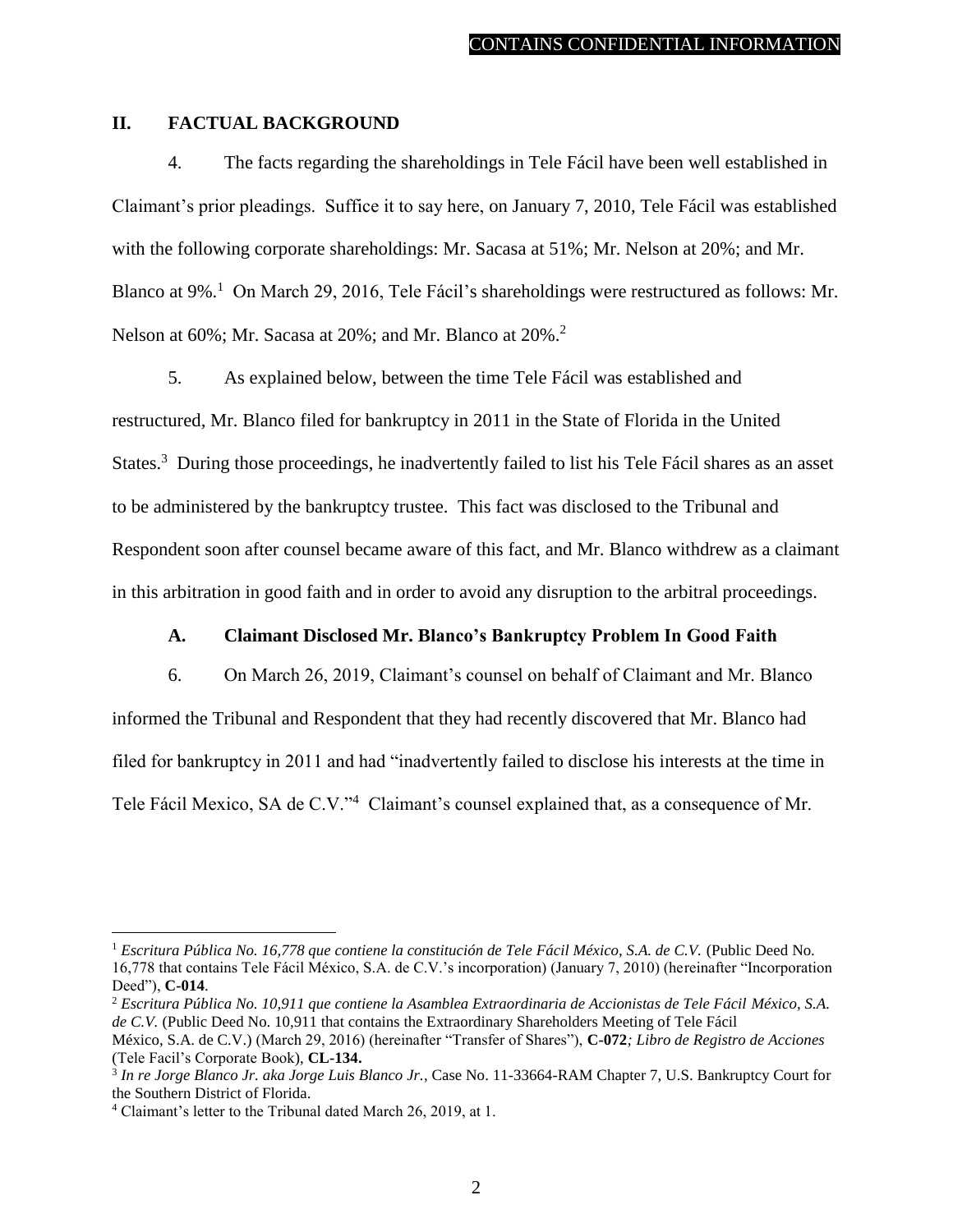CONTAINS CONFIDENTIAL INFORMATION

## II. FACTUAL BACKGROUND

4. The facts regarding the shareholdings in Tele Fácil have been well established in Claimant's prior pleadings. Suffice it to say here, on January 7, 2010, Tele Fácil was established with the following corporate shareholdings: Mr. Sacasa at 51%; Mr. Nelson at 20%; and Mr. Blanco at 9%.[1] On March 29, 2016, Tele Fácil's shareholdings were restructured as follows: Mr. Nelson at 60%; Mr. Sacasa at 20%; and Mr. Blanco at 20%.[2]

5. As explained below, between the time Tele Fácil was established and restructured, Mr. Blanco filed for bankruptcy in 2011 in the State of Florida in the United States.[3] During those proceedings, he inadvertently failed to list his Tele Fácil shares as an asset to be administered by the bankruptcy trustee. This fact was disclosed to the Tribunal and Respondent soon after counsel became aware of this fact, and Mr. Blanco withdrew as a claimant in this arbitration in good faith and in order to avoid any disruption to the arbitral proceedings.

### A. Claimant Disclosed Mr. Blanco's Bankruptcy Problem In Good Faith

6. On March 26, 2019, Claimant's counsel on behalf of Claimant and Mr. Blanco informed the Tribunal and Respondent that they had recently discovered that Mr. Blanco had filed for bankruptcy in 2011 and had "inadvertently failed to disclose his interests at the time in Tele Fácil Mexico, SA de C.V."[4] Claimant's counsel explained that, as a consequence of Mr.

---

[1] *Escritura Pública No. 16,778 que contiene la constitución de Tele Fácil México, S.A. de C.V.* (Public Deed No. 16,778 that contains Tele Fácil México, S.A. de C.V.'s incorporation) (January 7, 2010) (hereinafter "Incorporation Deed"), **C-014**.

[2] *Escritura Pública No. 10,911 que contiene la Asamblea Extraordinaria de Accionistas de Tele Fácil México, S.A. de C.V.* (Public Deed No. 10,911 that contains the Extraordinary Shareholders Meeting of Tele Fácil México, S.A. de C.V.) (March 29, 2016) (hereinafter "Transfer of Shares"), **C-072***; Libro de Registro de Acciones* (Tele Facil's Corporate Book), **CL-134.**

[3] *In re Jorge Blanco Jr. aka Jorge Luis Blanco Jr.*, Case No. 11-33664-RAM Chapter 7, U.S. Bankruptcy Court for the Southern District of Florida.

[4] Claimant's letter to the Tribunal dated March 26, 2019, at 1.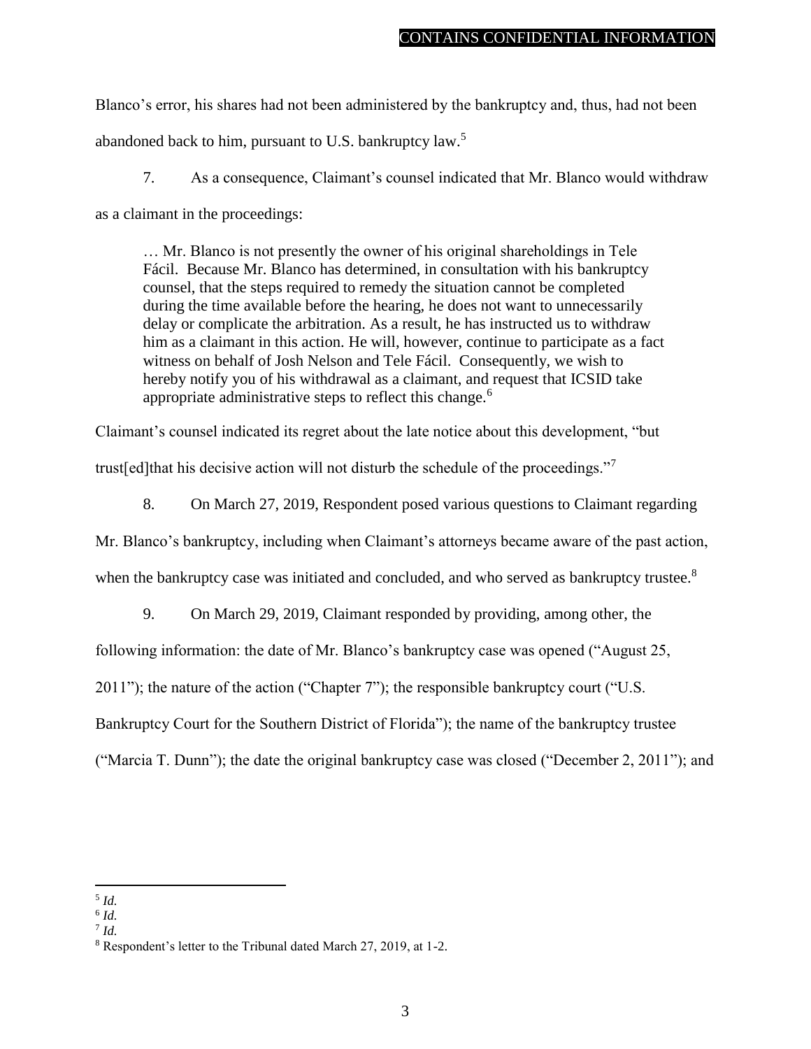Blanco's error, his shares had not been administered by the bankruptcy and, thus, had not been abandoned back to him, pursuant to U.S. bankruptcy law.[5]

7. As a consequence, Claimant's counsel indicated that Mr. Blanco would withdraw as a claimant in the proceedings:

> … Mr. Blanco is not presently the owner of his original shareholdings in Tele Fácil. Because Mr. Blanco has determined, in consultation with his bankruptcy counsel, that the steps required to remedy the situation cannot be completed during the time available before the hearing, he does not want to unnecessarily delay or complicate the arbitration. As a result, he has instructed us to withdraw him as a claimant in this action. He will, however, continue to participate as a fact witness on behalf of Josh Nelson and Tele Fácil. Consequently, we wish to hereby notify you of his withdrawal as a claimant, and request that ICSID take appropriate administrative steps to reflect this change.[6]

Claimant's counsel indicated its regret about the late notice about this development, "but trust[ed]that his decisive action will not disturb the schedule of the proceedings."[7]

8. On March 27, 2019, Respondent posed various questions to Claimant regarding Mr. Blanco's bankruptcy, including when Claimant's attorneys became aware of the past action, when the bankruptcy case was initiated and concluded, and who served as bankruptcy trustee.[8]

9. On March 29, 2019, Claimant responded by providing, among other, the following information: the date of Mr. Blanco's bankruptcy case was opened ("August 25, 2011"); the nature of the action ("Chapter 7"); the responsible bankruptcy court ("U.S. Bankruptcy Court for the Southern District of Florida"); the name of the bankruptcy trustee ("Marcia T. Dunn"); the date the original bankruptcy case was closed ("December 2, 2011"); and

---

[5] *Id.*

[6] *Id.*

[7] *Id.*

[8] Respondent's letter to the Tribunal dated March 27, 2019, at 1-2.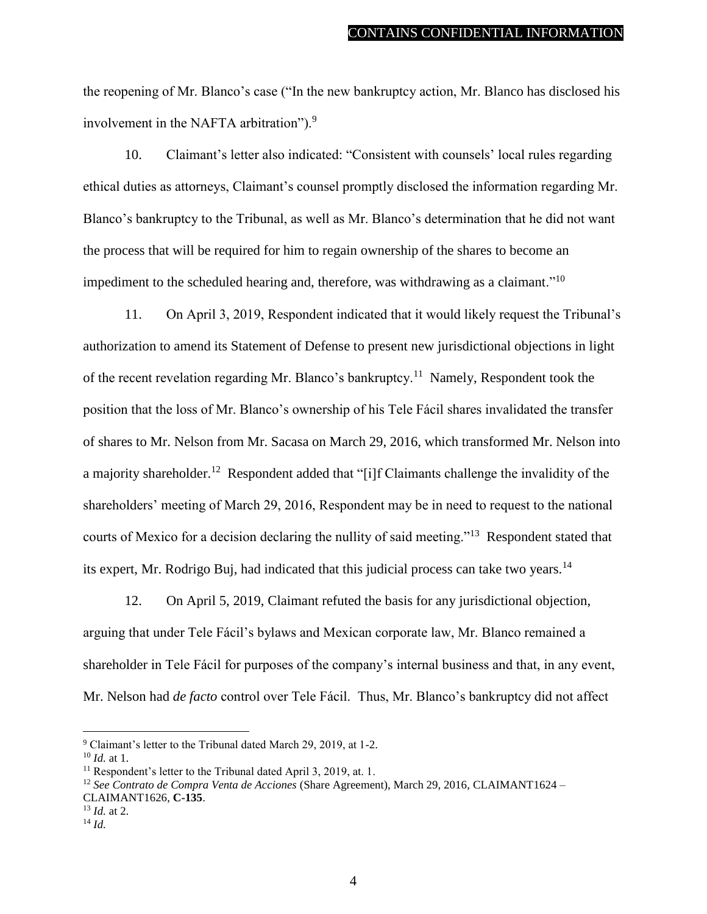the reopening of Mr. Blanco's case ("In the new bankruptcy action, Mr. Blanco has disclosed his involvement in the NAFTA arbitration").[9]

10. Claimant's letter also indicated: "Consistent with counsels' local rules regarding ethical duties as attorneys, Claimant's counsel promptly disclosed the information regarding Mr. Blanco's bankruptcy to the Tribunal, as well as Mr. Blanco's determination that he did not want the process that will be required for him to regain ownership of the shares to become an impediment to the scheduled hearing and, therefore, was withdrawing as a claimant."[10]

11. On April 3, 2019, Respondent indicated that it would likely request the Tribunal's authorization to amend its Statement of Defense to present new jurisdictional objections in light of the recent revelation regarding Mr. Blanco's bankruptcy.[11] Namely, Respondent took the position that the loss of Mr. Blanco's ownership of his Tele Fácil shares invalidated the transfer of shares to Mr. Nelson from Mr. Sacasa on March 29, 2016, which transformed Mr. Nelson into a majority shareholder.[12] Respondent added that "[i]f Claimants challenge the invalidity of the shareholders' meeting of March 29, 2016, Respondent may be in need to request to the national courts of Mexico for a decision declaring the nullity of said meeting."[13] Respondent stated that its expert, Mr. Rodrigo Buj, had indicated that this judicial process can take two years.[14]

12. On April 5, 2019, Claimant refuted the basis for any jurisdictional objection, arguing that under Tele Fácil's bylaws and Mexican corporate law, Mr. Blanco remained a shareholder in Tele Fácil for purposes of the company's internal business and that, in any event, Mr. Nelson had *de facto* control over Tele Fácil. Thus, Mr. Blanco's bankruptcy did not affect

---

[9] Claimant's letter to the Tribunal dated March 29, 2019, at 1-2.

[10] *Id.* at 1.

[11] Respondent's letter to the Tribunal dated April 3, 2019, at. 1.

[12] *See Contrato de Compra Venta de Acciones* (Share Agreement), March 29, 2016, CLAIMANT1624 – CLAIMANT1626, **C-135**.

[13] *Id.* at 2.

[14] *Id.*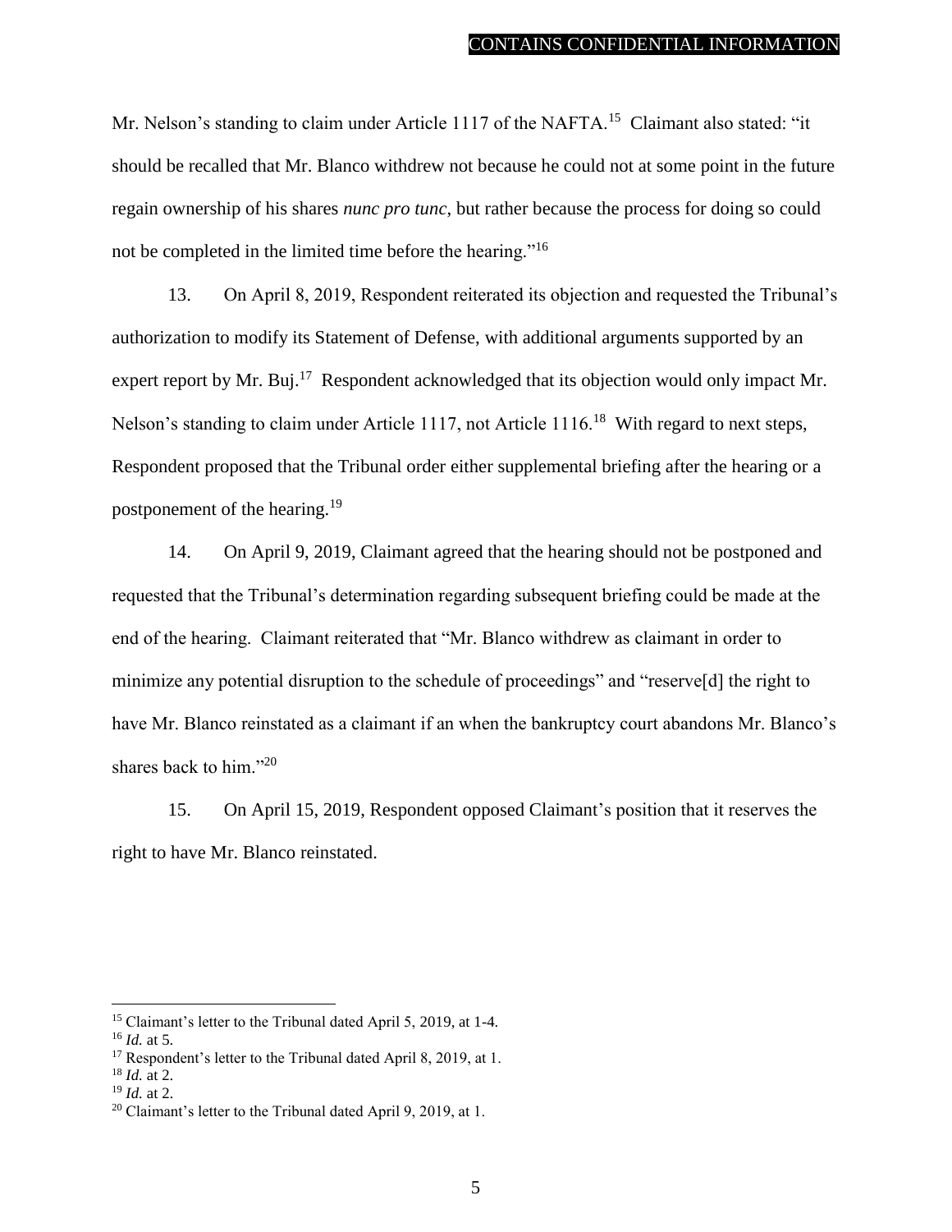Mr. Nelson's standing to claim under Article 1117 of the NAFTA.[15] Claimant also stated: "it should be recalled that Mr. Blanco withdrew not because he could not at some point in the future regain ownership of his shares *nunc pro tunc*, but rather because the process for doing so could not be completed in the limited time before the hearing."[16]

13. On April 8, 2019, Respondent reiterated its objection and requested the Tribunal's authorization to modify its Statement of Defense, with additional arguments supported by an expert report by Mr. Buj.[17] Respondent acknowledged that its objection would only impact Mr. Nelson's standing to claim under Article 1117, not Article 1116.[18] With regard to next steps, Respondent proposed that the Tribunal order either supplemental briefing after the hearing or a postponement of the hearing.[19]

14. On April 9, 2019, Claimant agreed that the hearing should not be postponed and requested that the Tribunal's determination regarding subsequent briefing could be made at the end of the hearing. Claimant reiterated that "Mr. Blanco withdrew as claimant in order to minimize any potential disruption to the schedule of proceedings" and "reserve[d] the right to have Mr. Blanco reinstated as a claimant if an when the bankruptcy court abandons Mr. Blanco's shares back to him."[20]

15. On April 15, 2019, Respondent opposed Claimant's position that it reserves the right to have Mr. Blanco reinstated.

---

[15] Claimant's letter to the Tribunal dated April 5, 2019, at 1-4.

[16] *Id.* at 5.

[17] Respondent's letter to the Tribunal dated April 8, 2019, at 1.

[18] *Id.* at 2.

[19] *Id.* at 2.

[20] Claimant's letter to the Tribunal dated April 9, 2019, at 1.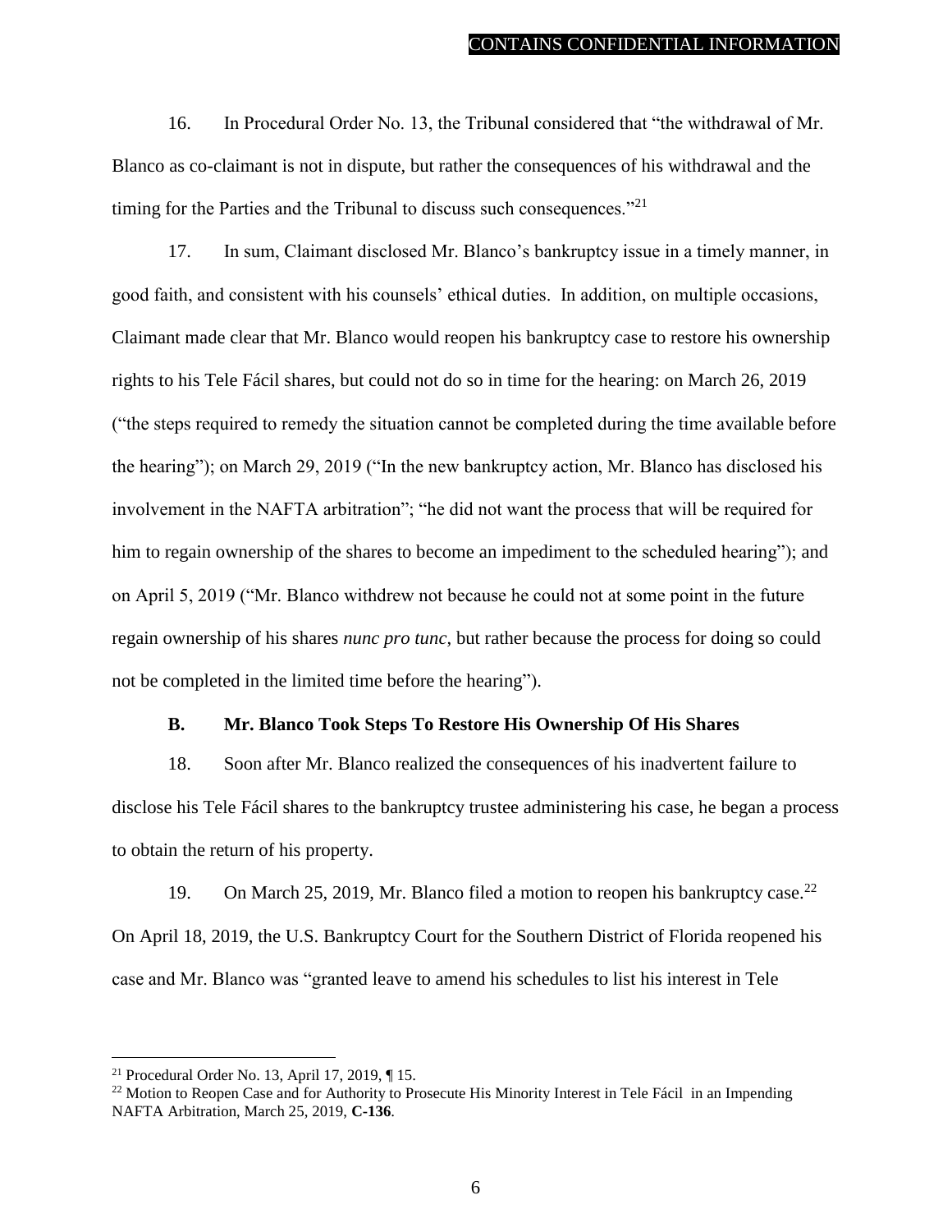16. In Procedural Order No. 13, the Tribunal considered that "the withdrawal of Mr. Blanco as co-claimant is not in dispute, but rather the consequences of his withdrawal and the timing for the Parties and the Tribunal to discuss such consequences."[21]

17. In sum, Claimant disclosed Mr. Blanco's bankruptcy issue in a timely manner, in good faith, and consistent with his counsels' ethical duties. In addition, on multiple occasions, Claimant made clear that Mr. Blanco would reopen his bankruptcy case to restore his ownership rights to his Tele Fácil shares, but could not do so in time for the hearing: on March 26, 2019 ("the steps required to remedy the situation cannot be completed during the time available before the hearing"); on March 29, 2019 ("In the new bankruptcy action, Mr. Blanco has disclosed his involvement in the NAFTA arbitration"; "he did not want the process that will be required for him to regain ownership of the shares to become an impediment to the scheduled hearing"); and on April 5, 2019 ("Mr. Blanco withdrew not because he could not at some point in the future regain ownership of his shares *nunc pro tunc*, but rather because the process for doing so could not be completed in the limited time before the hearing").

### B. Mr. Blanco Took Steps To Restore His Ownership Of His Shares

18. Soon after Mr. Blanco realized the consequences of his inadvertent failure to disclose his Tele Fácil shares to the bankruptcy trustee administering his case, he began a process to obtain the return of his property.

19. On March 25, 2019, Mr. Blanco filed a motion to reopen his bankruptcy case.[22] On April 18, 2019, the U.S. Bankruptcy Court for the Southern District of Florida reopened his case and Mr. Blanco was "granted leave to amend his schedules to list his interest in Tele

---

[21] Procedural Order No. 13, April 17, 2019, ¶ 15.

[22] Motion to Reopen Case and for Authority to Prosecute His Minority Interest in Tele Fácil in an Impending NAFTA Arbitration, March 25, 2019, **C-136**.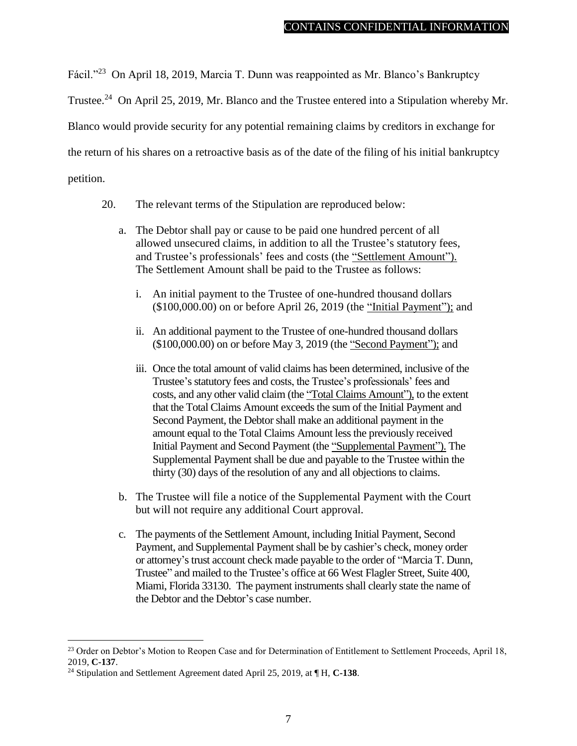Fácil."[23] On April 18, 2019, Marcia T. Dunn was reappointed as Mr. Blanco's Bankruptcy Trustee.[24] On April 25, 2019, Mr. Blanco and the Trustee entered into a Stipulation whereby Mr. Blanco would provide security for any potential remaining claims by creditors in exchange for the return of his shares on a retroactive basis as of the date of the filing of his initial bankruptcy petition.

20. The relevant terms of the Stipulation are reproduced below:

> a. The Debtor shall pay or cause to be paid one hundred percent of all allowed unsecured claims, in addition to all the Trustee's statutory fees, and Trustee's professionals' fees and costs (the "Settlement Amount"). The Settlement Amount shall be paid to the Trustee as follows:
>
> > i. An initial payment to the Trustee of one-hundred thousand dollars ($100,000.00) on or before April 26, 2019 (the "Initial Payment"); and
> >
> > ii. An additional payment to the Trustee of one-hundred thousand dollars ($100,000.00) on or before May 3, 2019 (the "Second Payment"); and
> >
> > iii. Once the total amount of valid claims has been determined, inclusive of the Trustee's statutory fees and costs, the Trustee's professionals' fees and costs, and any other valid claim (the "Total Claims Amount"), to the extent that the Total Claims Amount exceeds the sum of the Initial Payment and Second Payment, the Debtor shall make an additional payment in the amount equal to the Total Claims Amount less the previously received Initial Payment and Second Payment (the "Supplemental Payment"). The Supplemental Payment shall be due and payable to the Trustee within the thirty (30) days of the resolution of any and all objections to claims.
>
> b. The Trustee will file a notice of the Supplemental Payment with the Court but will not require any additional Court approval.
>
> c. The payments of the Settlement Amount, including Initial Payment, Second Payment, and Supplemental Payment shall be by cashier's check, money order or attorney's trust account check made payable to the order of "Marcia T. Dunn, Trustee" and mailed to the Trustee's office at 66 West Flagler Street, Suite 400, Miami, Florida 33130. The payment instruments shall clearly state the name of the Debtor and the Debtor's case number.

---

[23] Order on Debtor's Motion to Reopen Case and for Determination of Entitlement to Settlement Proceeds, April 18, 2019, **C-137**.

[24] Stipulation and Settlement Agreement dated April 25, 2019, at ¶ H, **C-138**.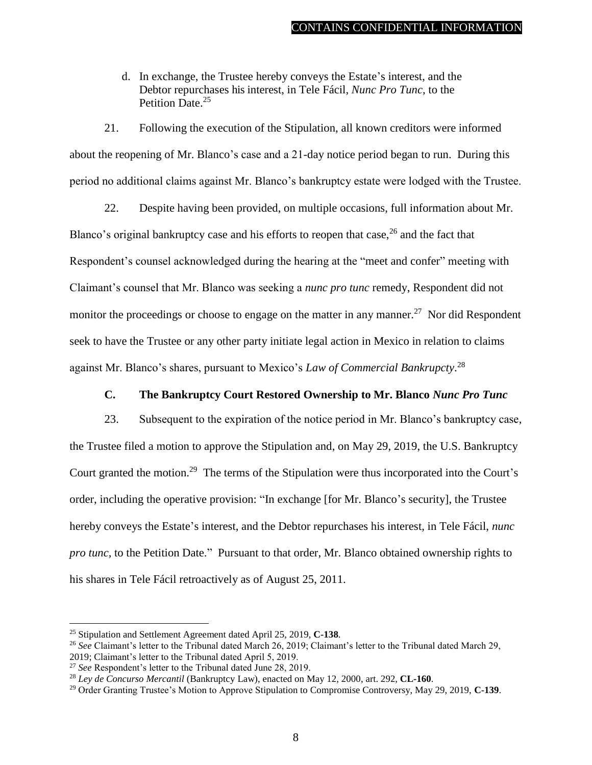d. In exchange, the Trustee hereby conveys the Estate's interest, and the Debtor repurchases his interest, in Tele Fácil, *Nunc Pro Tunc*, to the Petition Date.[25]

21. Following the execution of the Stipulation, all known creditors were informed about the reopening of Mr. Blanco's case and a 21-day notice period began to run. During this period no additional claims against Mr. Blanco's bankruptcy estate were lodged with the Trustee.

22. Despite having been provided, on multiple occasions, full information about Mr. Blanco's original bankruptcy case and his efforts to reopen that case,[26] and the fact that Respondent's counsel acknowledged during the hearing at the "meet and confer" meeting with Claimant's counsel that Mr. Blanco was seeking a *nunc pro tunc* remedy, Respondent did not monitor the proceedings or choose to engage on the matter in any manner.[27] Nor did Respondent seek to have the Trustee or any other party initiate legal action in Mexico in relation to claims against Mr. Blanco's shares, pursuant to Mexico's *Law of Commercial Bankrupcty*.[28]

### C. The Bankruptcy Court Restored Ownership to Mr. Blanco *Nunc Pro Tunc*

23. Subsequent to the expiration of the notice period in Mr. Blanco's bankruptcy case, the Trustee filed a motion to approve the Stipulation and, on May 29, 2019, the U.S. Bankruptcy Court granted the motion.[29] The terms of the Stipulation were thus incorporated into the Court's order, including the operative provision: "In exchange [for Mr. Blanco's security], the Trustee hereby conveys the Estate's interest, and the Debtor repurchases his interest, in Tele Fácil, *nunc pro tunc*, to the Petition Date." Pursuant to that order, Mr. Blanco obtained ownership rights to his shares in Tele Fácil retroactively as of August 25, 2011.

---

[25] Stipulation and Settlement Agreement dated April 25, 2019, **C-138**.

[26] *See* Claimant's letter to the Tribunal dated March 26, 2019; Claimant's letter to the Tribunal dated March 29, 2019; Claimant's letter to the Tribunal dated April 5, 2019.

[27] *See* Respondent's letter to the Tribunal dated June 28, 2019.

[28] *Ley de Concurso Mercantil* (Bankruptcy Law), enacted on May 12, 2000, art. 292, **CL-160**.

[29] Order Granting Trustee's Motion to Approve Stipulation to Compromise Controversy, May 29, 2019, **C-139**.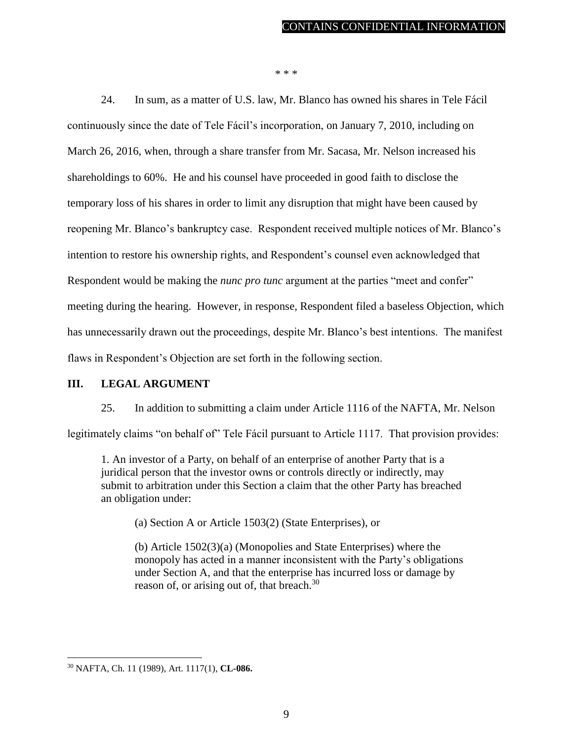\* \* \*

24. In sum, as a matter of U.S. law, Mr. Blanco has owned his shares in Tele Fácil continuously since the date of Tele Fácil's incorporation, on January 7, 2010, including on March 26, 2016, when, through a share transfer from Mr. Sacasa, Mr. Nelson increased his shareholdings to 60%. He and his counsel have proceeded in good faith to disclose the temporary loss of his shares in order to limit any disruption that might have been caused by reopening Mr. Blanco's bankruptcy case. Respondent received multiple notices of Mr. Blanco's intention to restore his ownership rights, and Respondent's counsel even acknowledged that Respondent would be making the *nunc pro tunc* argument at the parties "meet and confer" meeting during the hearing. However, in response, Respondent filed a baseless Objection, which has unnecessarily drawn out the proceedings, despite Mr. Blanco's best intentions. The manifest flaws in Respondent's Objection are set forth in the following section.

## III. LEGAL ARGUMENT

25. In addition to submitting a claim under Article 1116 of the NAFTA, Mr. Nelson legitimately claims "on behalf of" Tele Fácil pursuant to Article 1117. That provision provides:

> 1. An investor of a Party, on behalf of an enterprise of another Party that is a juridical person that the investor owns or controls directly or indirectly, may submit to arbitration under this Section a claim that the other Party has breached an obligation under:
>
> (a) Section A or Article 1503(2) (State Enterprises), or
>
> (b) Article 1502(3)(a) (Monopolies and State Enterprises) where the monopoly has acted in a manner inconsistent with the Party's obligations under Section A, and that the enterprise has incurred loss or damage by reason of, or arising out of, that breach.[30]

---

[30] NAFTA, Ch. 11 (1989), Art. 1117(1), **CL-086.**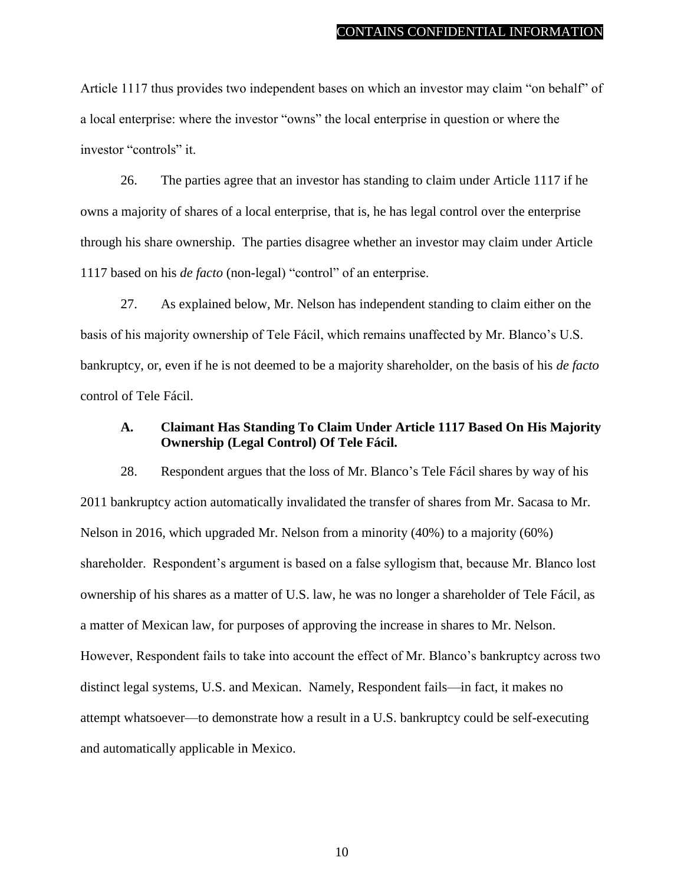Article 1117 thus provides two independent bases on which an investor may claim "on behalf" of a local enterprise: where the investor "owns" the local enterprise in question or where the investor "controls" it.

26. The parties agree that an investor has standing to claim under Article 1117 if he owns a majority of shares of a local enterprise, that is, he has legal control over the enterprise through his share ownership. The parties disagree whether an investor may claim under Article 1117 based on his *de facto* (non-legal) "control" of an enterprise.

27. As explained below, Mr. Nelson has independent standing to claim either on the basis of his majority ownership of Tele Fácil, which remains unaffected by Mr. Blanco's U.S. bankruptcy, or, even if he is not deemed to be a majority shareholder, on the basis of his *de facto* control of Tele Fácil.

### A. Claimant Has Standing To Claim Under Article 1117 Based On His Majority Ownership (Legal Control) Of Tele Fácil.

28. Respondent argues that the loss of Mr. Blanco's Tele Fácil shares by way of his 2011 bankruptcy action automatically invalidated the transfer of shares from Mr. Sacasa to Mr. Nelson in 2016, which upgraded Mr. Nelson from a minority (40%) to a majority (60%) shareholder. Respondent's argument is based on a false syllogism that, because Mr. Blanco lost ownership of his shares as a matter of U.S. law, he was no longer a shareholder of Tele Fácil, as a matter of Mexican law, for purposes of approving the increase in shares to Mr. Nelson. However, Respondent fails to take into account the effect of Mr. Blanco's bankruptcy across two distinct legal systems, U.S. and Mexican. Namely, Respondent fails—in fact, it makes no attempt whatsoever—to demonstrate how a result in a U.S. bankruptcy could be self-executing and automatically applicable in Mexico.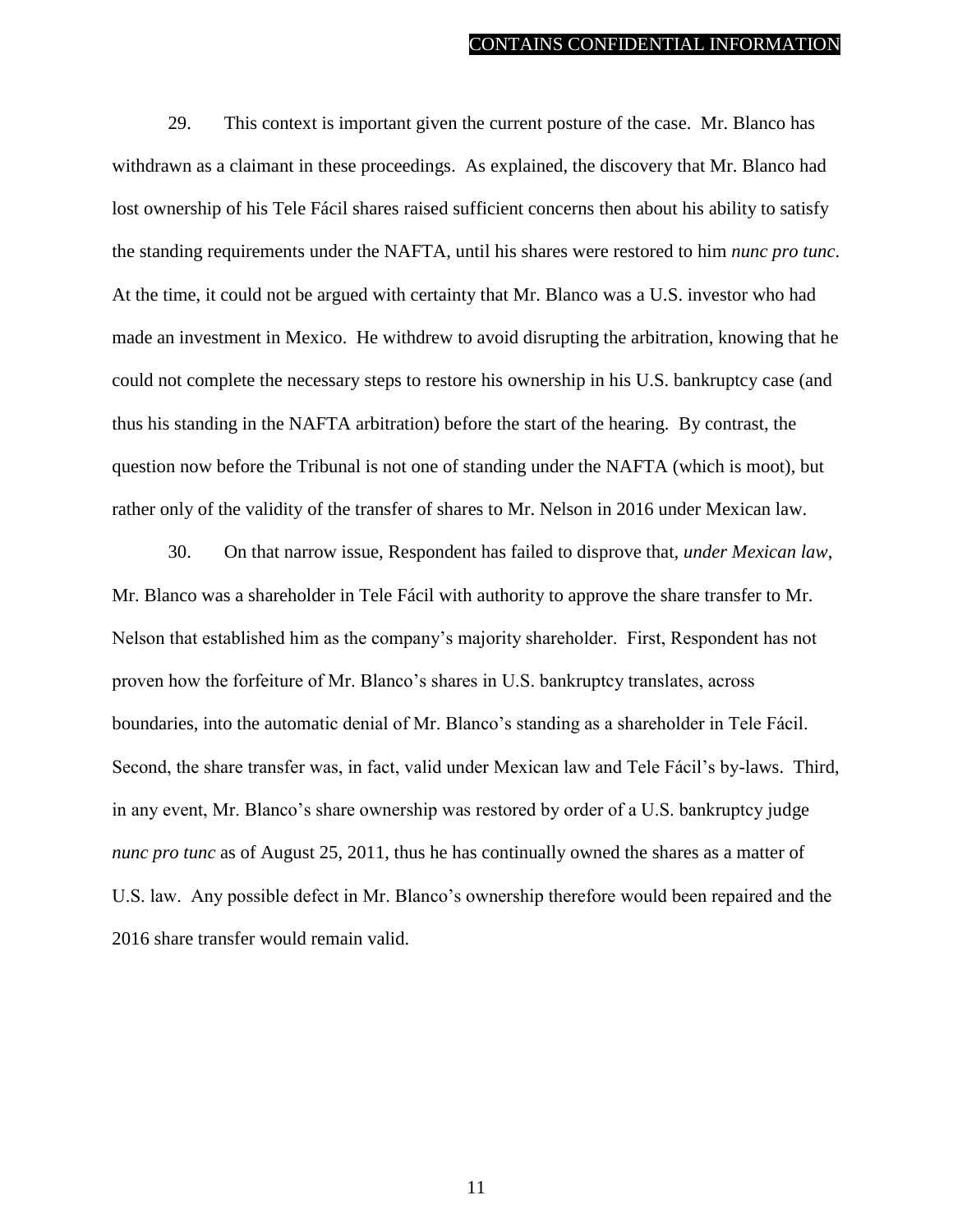29. This context is important given the current posture of the case. Mr. Blanco has withdrawn as a claimant in these proceedings. As explained, the discovery that Mr. Blanco had lost ownership of his Tele Fácil shares raised sufficient concerns then about his ability to satisfy the standing requirements under the NAFTA, until his shares were restored to him *nunc pro tunc*. At the time, it could not be argued with certainty that Mr. Blanco was a U.S. investor who had made an investment in Mexico. He withdrew to avoid disrupting the arbitration, knowing that he could not complete the necessary steps to restore his ownership in his U.S. bankruptcy case (and thus his standing in the NAFTA arbitration) before the start of the hearing. By contrast, the question now before the Tribunal is not one of standing under the NAFTA (which is moot), but rather only of the validity of the transfer of shares to Mr. Nelson in 2016 under Mexican law.

30. On that narrow issue, Respondent has failed to disprove that, *under Mexican law*, Mr. Blanco was a shareholder in Tele Fácil with authority to approve the share transfer to Mr. Nelson that established him as the company's majority shareholder. First, Respondent has not proven how the forfeiture of Mr. Blanco's shares in U.S. bankruptcy translates, across boundaries, into the automatic denial of Mr. Blanco's standing as a shareholder in Tele Fácil. Second, the share transfer was, in fact, valid under Mexican law and Tele Fácil's by-laws. Third, in any event, Mr. Blanco's share ownership was restored by order of a U.S. bankruptcy judge *nunc pro tunc* as of August 25, 2011, thus he has continually owned the shares as a matter of U.S. law. Any possible defect in Mr. Blanco's ownership therefore would been repaired and the 2016 share transfer would remain valid.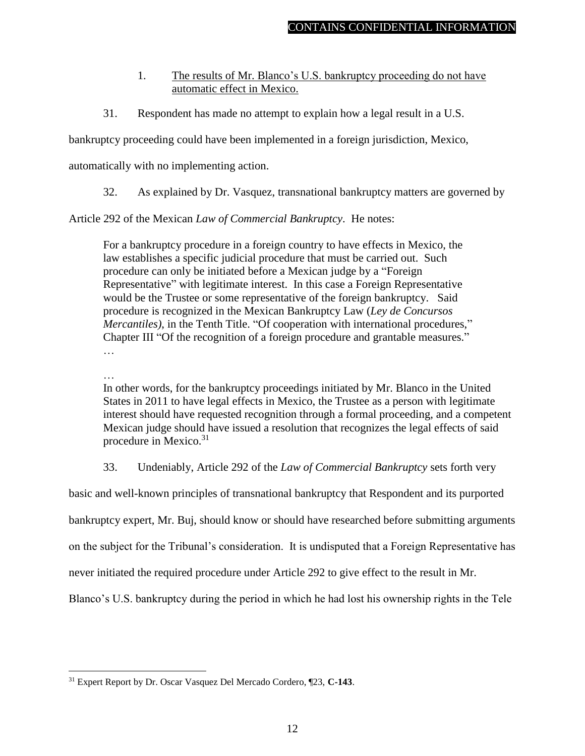1. <u>The results of Mr. Blanco's U.S. bankruptcy proceeding do not have automatic effect in Mexico.</u>

31. Respondent has made no attempt to explain how a legal result in a U.S. bankruptcy proceeding could have been implemented in a foreign jurisdiction, Mexico, automatically with no implementing action.

32. As explained by Dr. Vasquez, transnational bankruptcy matters are governed by Article 292 of the Mexican *Law of Commercial Bankruptcy*. He notes:

> For a bankruptcy procedure in a foreign country to have effects in Mexico, the law establishes a specific judicial procedure that must be carried out. Such procedure can only be initiated before a Mexican judge by a "Foreign Representative" with legitimate interest. In this case a Foreign Representative would be the Trustee or some representative of the foreign bankruptcy. Said procedure is recognized in the Mexican Bankruptcy Law (*Ley de Concursos Mercantiles)*, in the Tenth Title. "Of cooperation with international procedures," Chapter III "Of the recognition of a foreign procedure and grantable measures." …
>
> …
> In other words, for the bankruptcy proceedings initiated by Mr. Blanco in the United States in 2011 to have legal effects in Mexico, the Trustee as a person with legitimate interest should have requested recognition through a formal proceeding, and a competent Mexican judge should have issued a resolution that recognizes the legal effects of said procedure in Mexico.[31]

33. Undeniably, Article 292 of the *Law of Commercial Bankruptcy* sets forth very basic and well-known principles of transnational bankruptcy that Respondent and its purported bankruptcy expert, Mr. Buj, should know or should have researched before submitting arguments on the subject for the Tribunal's consideration. It is undisputed that a Foreign Representative has never initiated the required procedure under Article 292 to give effect to the result in Mr. Blanco's U.S. bankruptcy during the period in which he had lost his ownership rights in the Tele

---

[31] Expert Report by Dr. Oscar Vasquez Del Mercado Cordero, ¶23, **C-143**.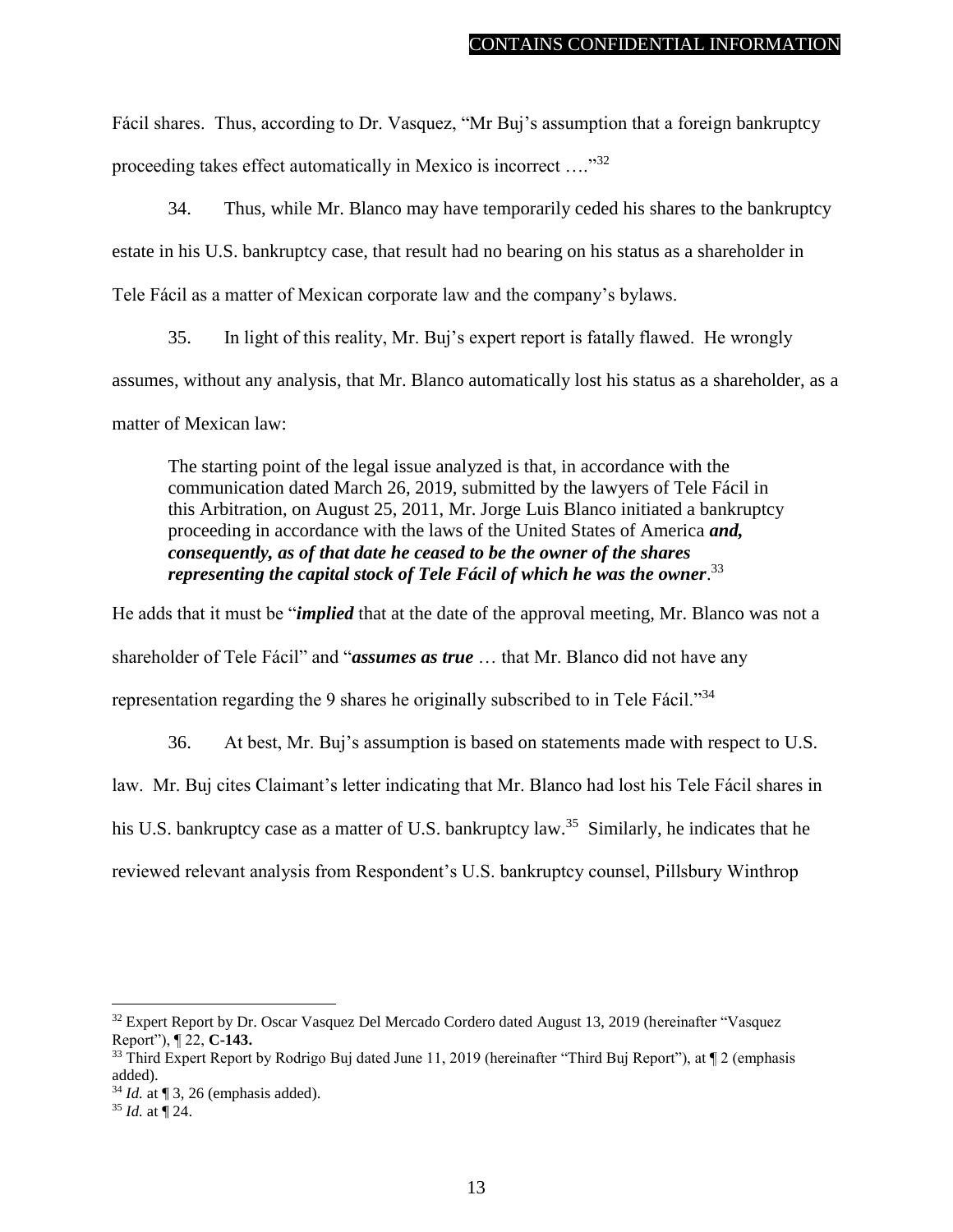Fácil shares. Thus, according to Dr. Vasquez, "Mr Buj's assumption that a foreign bankruptcy proceeding takes effect automatically in Mexico is incorrect …."[32]

34. Thus, while Mr. Blanco may have temporarily ceded his shares to the bankruptcy estate in his U.S. bankruptcy case, that result had no bearing on his status as a shareholder in Tele Fácil as a matter of Mexican corporate law and the company's bylaws.

35. In light of this reality, Mr. Buj's expert report is fatally flawed. He wrongly assumes, without any analysis, that Mr. Blanco automatically lost his status as a shareholder, as a matter of Mexican law:

> The starting point of the legal issue analyzed is that, in accordance with the communication dated March 26, 2019, submitted by the lawyers of Tele Fácil in this Arbitration, on August 25, 2011, Mr. Jorge Luis Blanco initiated a bankruptcy proceeding in accordance with the laws of the United States of America ***and, consequently, as of that date he ceased to be the owner of the shares representing the capital stock of Tele Fácil of which he was the owner***.[33]

He adds that it must be "***implied*** that at the date of the approval meeting, Mr. Blanco was not a shareholder of Tele Fácil" and "***assumes as true*** … that Mr. Blanco did not have any representation regarding the 9 shares he originally subscribed to in Tele Fácil."[34]

36. At best, Mr. Buj's assumption is based on statements made with respect to U.S. law. Mr. Buj cites Claimant's letter indicating that Mr. Blanco had lost his Tele Fácil shares in his U.S. bankruptcy case as a matter of U.S. bankruptcy law.[35] Similarly, he indicates that he reviewed relevant analysis from Respondent's U.S. bankruptcy counsel, Pillsbury Winthrop

---

[32] Expert Report by Dr. Oscar Vasquez Del Mercado Cordero dated August 13, 2019 (hereinafter "Vasquez Report"), ¶ 22, **C-143.**

[33] Third Expert Report by Rodrigo Buj dated June 11, 2019 (hereinafter "Third Buj Report"), at ¶ 2 (emphasis added).

[34] *Id.* at ¶ 3, 26 (emphasis added).

[35] *Id.* at ¶ 24.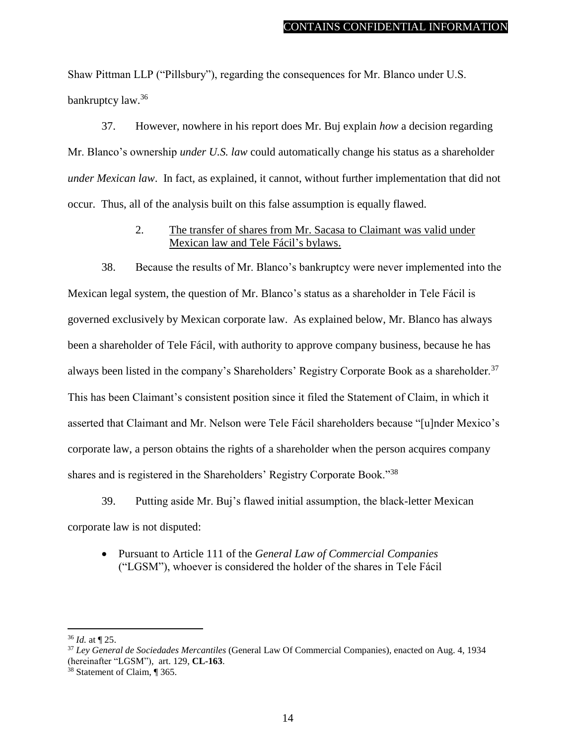Shaw Pittman LLP ("Pillsbury"), regarding the consequences for Mr. Blanco under U.S. bankruptcy law.[36]

37. However, nowhere in his report does Mr. Buj explain *how* a decision regarding Mr. Blanco's ownership *under U.S. law* could automatically change his status as a shareholder *under Mexican law*. In fact, as explained, it cannot, without further implementation that did not occur. Thus, all of the analysis built on this false assumption is equally flawed.

2. The transfer of shares from Mr. Sacasa to Claimant was valid under Mexican law and Tele Fácil's bylaws.

38. Because the results of Mr. Blanco's bankruptcy were never implemented into the Mexican legal system, the question of Mr. Blanco's status as a shareholder in Tele Fácil is governed exclusively by Mexican corporate law. As explained below, Mr. Blanco has always been a shareholder of Tele Fácil, with authority to approve company business, because he has always been listed in the company's Shareholders' Registry Corporate Book as a shareholder.[37] This has been Claimant's consistent position since it filed the Statement of Claim, in which it asserted that Claimant and Mr. Nelson were Tele Fácil shareholders because "[u]nder Mexico's corporate law, a person obtains the rights of a shareholder when the person acquires company shares and is registered in the Shareholders' Registry Corporate Book."[38]

39. Putting aside Mr. Buj's flawed initial assumption, the black-letter Mexican corporate law is not disputed:

- Pursuant to Article 111 of the *General Law of Commercial Companies* ("LGSM"), whoever is considered the holder of the shares in Tele Fácil

---

[36] *Id.* at ¶ 25.

[37] *Ley General de Sociedades Mercantiles* (General Law Of Commercial Companies), enacted on Aug. 4, 1934 (hereinafter "LGSM"), art. 129, **CL-163**.

[38] Statement of Claim, ¶ 365.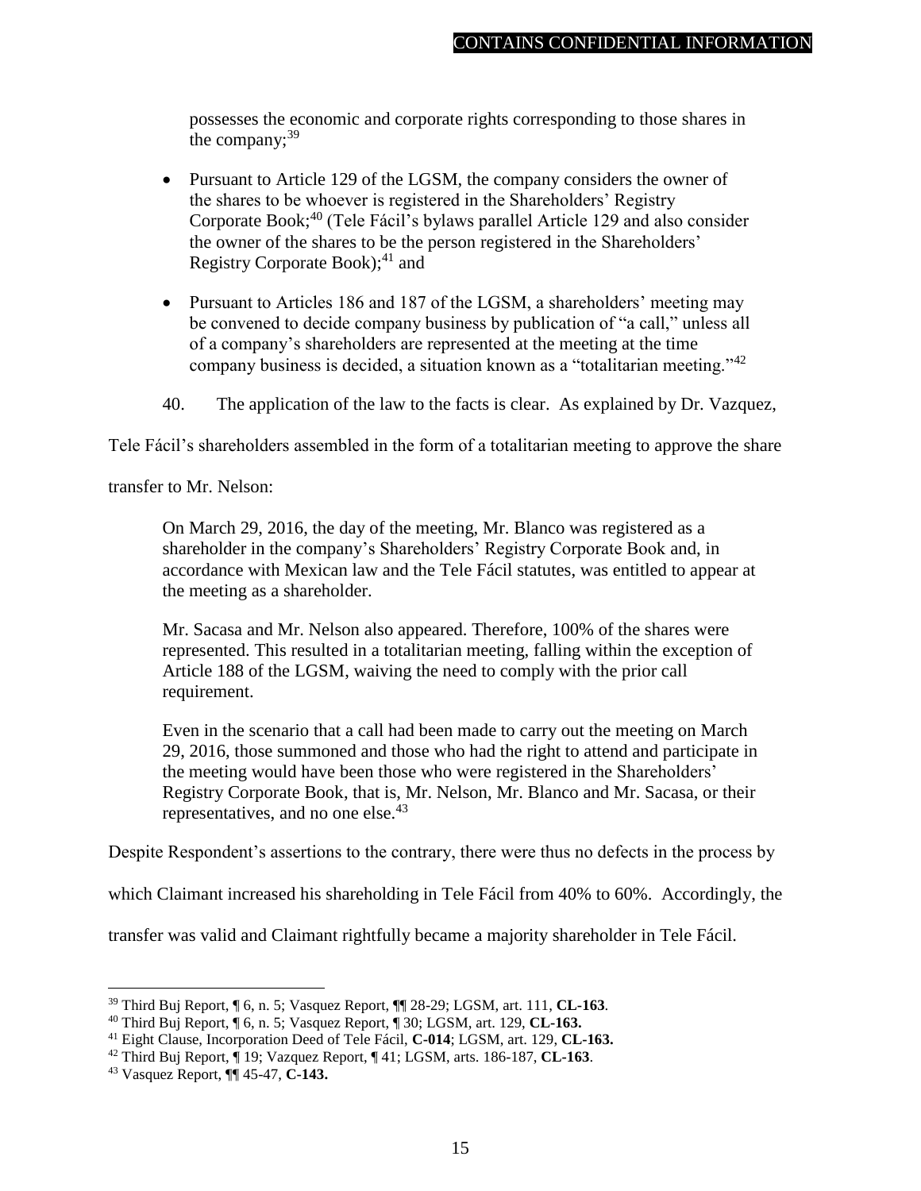possesses the economic and corporate rights corresponding to those shares in the company;[39]

- Pursuant to Article 129 of the LGSM, the company considers the owner of the shares to be whoever is registered in the Shareholders' Registry Corporate Book;[40] (Tele Fácil's bylaws parallel Article 129 and also consider the owner of the shares to be the person registered in the Shareholders' Registry Corporate Book);[41] and
- Pursuant to Articles 186 and 187 of the LGSM, a shareholders' meeting may be convened to decide company business by publication of "a call," unless all of a company's shareholders are represented at the meeting at the time company business is decided, a situation known as a "totalitarian meeting."[42]

40. The application of the law to the facts is clear. As explained by Dr. Vazquez, Tele Fácil's shareholders assembled in the form of a totalitarian meeting to approve the share transfer to Mr. Nelson:

> On March 29, 2016, the day of the meeting, Mr. Blanco was registered as a shareholder in the company's Shareholders' Registry Corporate Book and, in accordance with Mexican law and the Tele Fácil statutes, was entitled to appear at the meeting as a shareholder.
>
> Mr. Sacasa and Mr. Nelson also appeared. Therefore, 100% of the shares were represented. This resulted in a totalitarian meeting, falling within the exception of Article 188 of the LGSM, waiving the need to comply with the prior call requirement.
>
> Even in the scenario that a call had been made to carry out the meeting on March 29, 2016, those summoned and those who had the right to attend and participate in the meeting would have been those who were registered in the Shareholders' Registry Corporate Book, that is, Mr. Nelson, Mr. Blanco and Mr. Sacasa, or their representatives, and no one else.[43]

Despite Respondent's assertions to the contrary, there were thus no defects in the process by which Claimant increased his shareholding in Tele Fácil from 40% to 60%. Accordingly, the transfer was valid and Claimant rightfully became a majority shareholder in Tele Fácil.

---

[39] Third Buj Report, ¶ 6, n. 5; Vasquez Report, ¶¶ 28-29; LGSM, art. 111, **CL-163**.

[40] Third Buj Report, ¶ 6, n. 5; Vasquez Report, ¶ 30; LGSM, art. 129, **CL-163.**

[41] Eight Clause, Incorporation Deed of Tele Fácil, **C-014**; LGSM, art. 129, **CL-163.**

[42] Third Buj Report, ¶ 19; Vazquez Report, ¶ 41; LGSM, arts. 186-187, **CL-163**.

[43] Vasquez Report, ¶¶ 45-47, **C-143.**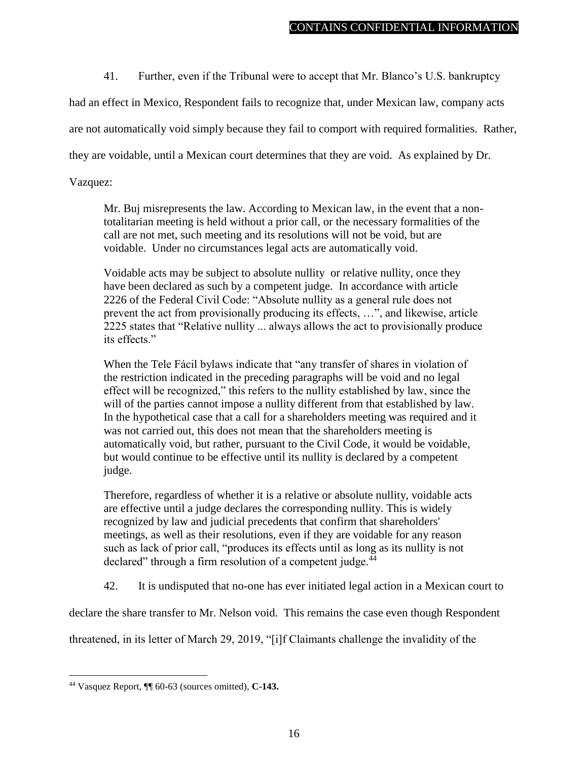41. Further, even if the Tribunal were to accept that Mr. Blanco's U.S. bankruptcy had an effect in Mexico, Respondent fails to recognize that, under Mexican law, company acts are not automatically void simply because they fail to comport with required formalities. Rather, they are voidable, until a Mexican court determines that they are void. As explained by Dr. Vazquez:

> Mr. Buj misrepresents the law. According to Mexican law, in the event that a non-totalitarian meeting is held without a prior call, or the necessary formalities of the call are not met, such meeting and its resolutions will not be void, but are voidable. Under no circumstances legal acts are automatically void.
>
> Voidable acts may be subject to absolute nullity or relative nullity, once they have been declared as such by a competent judge. In accordance with article 2226 of the Federal Civil Code: "Absolute nullity as a general rule does not prevent the act from provisionally producing its effects, …", and likewise, article 2225 states that "Relative nullity ... always allows the act to provisionally produce its effects."
>
> When the Tele Fácil bylaws indicate that "any transfer of shares in violation of the restriction indicated in the preceding paragraphs will be void and no legal effect will be recognized," this refers to the nullity established by law, since the will of the parties cannot impose a nullity different from that established by law. In the hypothetical case that a call for a shareholders meeting was required and it was not carried out, this does not mean that the shareholders meeting is automatically void, but rather, pursuant to the Civil Code, it would be voidable, but would continue to be effective until its nullity is declared by a competent judge.
>
> Therefore, regardless of whether it is a relative or absolute nullity, voidable acts are effective until a judge declares the corresponding nullity. This is widely recognized by law and judicial precedents that confirm that shareholders' meetings, as well as their resolutions, even if they are voidable for any reason such as lack of prior call, "produces its effects until as long as its nullity is not declared" through a firm resolution of a competent judge.[44]

42. It is undisputed that no-one has ever initiated legal action in a Mexican court to declare the share transfer to Mr. Nelson void. This remains the case even though Respondent threatened, in its letter of March 29, 2019, "[i]f Claimants challenge the invalidity of the

---

[44] Vasquez Report, ¶¶ 60-63 (sources omitted), **C-143.**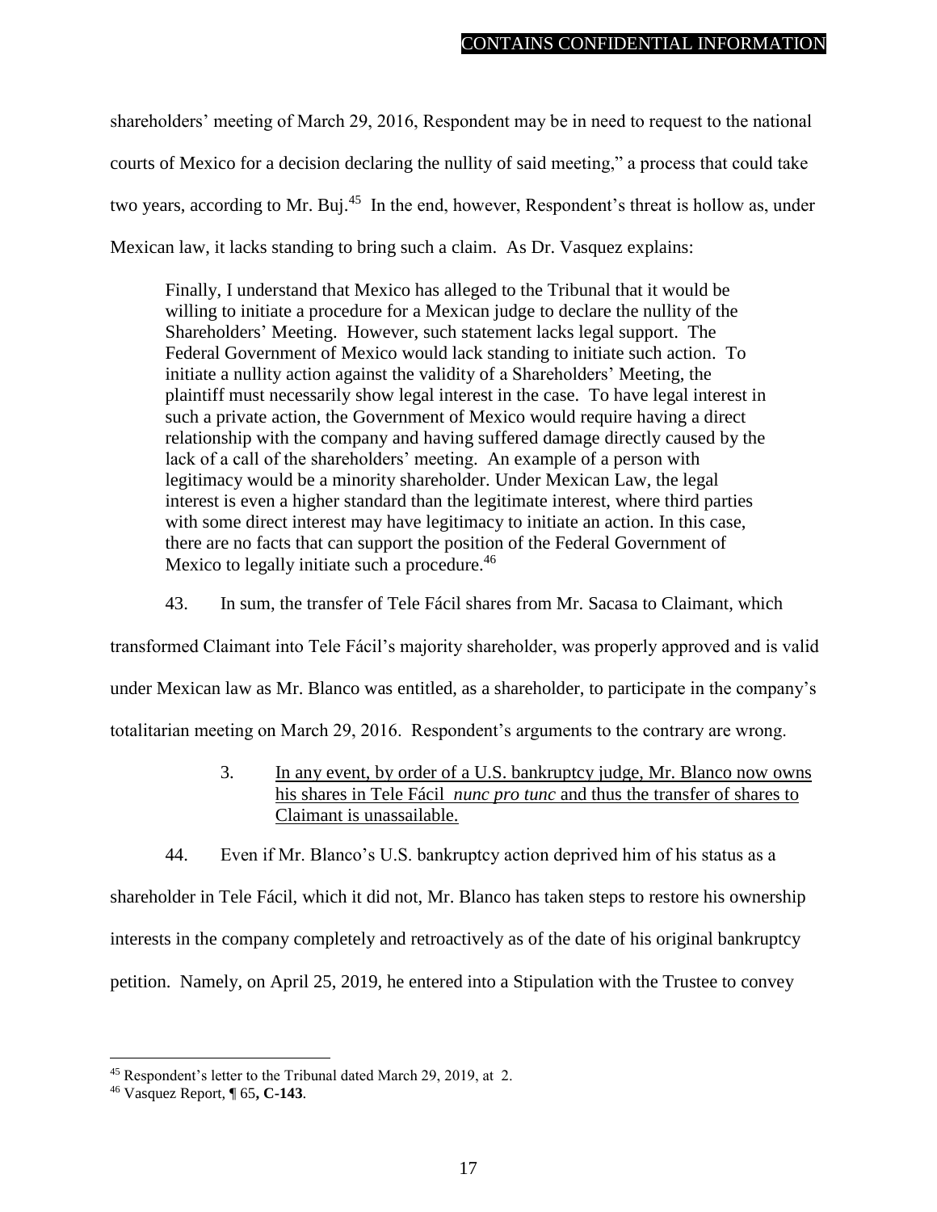shareholders' meeting of March 29, 2016, Respondent may be in need to request to the national courts of Mexico for a decision declaring the nullity of said meeting," a process that could take two years, according to Mr. Buj.[45] In the end, however, Respondent's threat is hollow as, under Mexican law, it lacks standing to bring such a claim. As Dr. Vasquez explains:

> Finally, I understand that Mexico has alleged to the Tribunal that it would be willing to initiate a procedure for a Mexican judge to declare the nullity of the Shareholders' Meeting. However, such statement lacks legal support. The Federal Government of Mexico would lack standing to initiate such action. To initiate a nullity action against the validity of a Shareholders' Meeting, the plaintiff must necessarily show legal interest in the case. To have legal interest in such a private action, the Government of Mexico would require having a direct relationship with the company and having suffered damage directly caused by the lack of a call of the shareholders' meeting. An example of a person with legitimacy would be a minority shareholder. Under Mexican Law, the legal interest is even a higher standard than the legitimate interest, where third parties with some direct interest may have legitimacy to initiate an action. In this case, there are no facts that can support the position of the Federal Government of Mexico to legally initiate such a procedure.[46]

43. In sum, the transfer of Tele Fácil shares from Mr. Sacasa to Claimant, which transformed Claimant into Tele Fácil's majority shareholder, was properly approved and is valid under Mexican law as Mr. Blanco was entitled, as a shareholder, to participate in the company's totalitarian meeting on March 29, 2016. Respondent's arguments to the contrary are wrong.

### 3. In any event, by order of a U.S. bankruptcy judge, Mr. Blanco now owns his shares in Tele Fácil *nunc pro tunc* and thus the transfer of shares to Claimant is unassailable.

44. Even if Mr. Blanco's U.S. bankruptcy action deprived him of his status as a shareholder in Tele Fácil, which it did not, Mr. Blanco has taken steps to restore his ownership interests in the company completely and retroactively as of the date of his original bankruptcy petition. Namely, on April 25, 2019, he entered into a Stipulation with the Trustee to convey

---

[45] Respondent's letter to the Tribunal dated March 29, 2019, at 2.

[46] Vasquez Report, ¶ 65, **C-143**.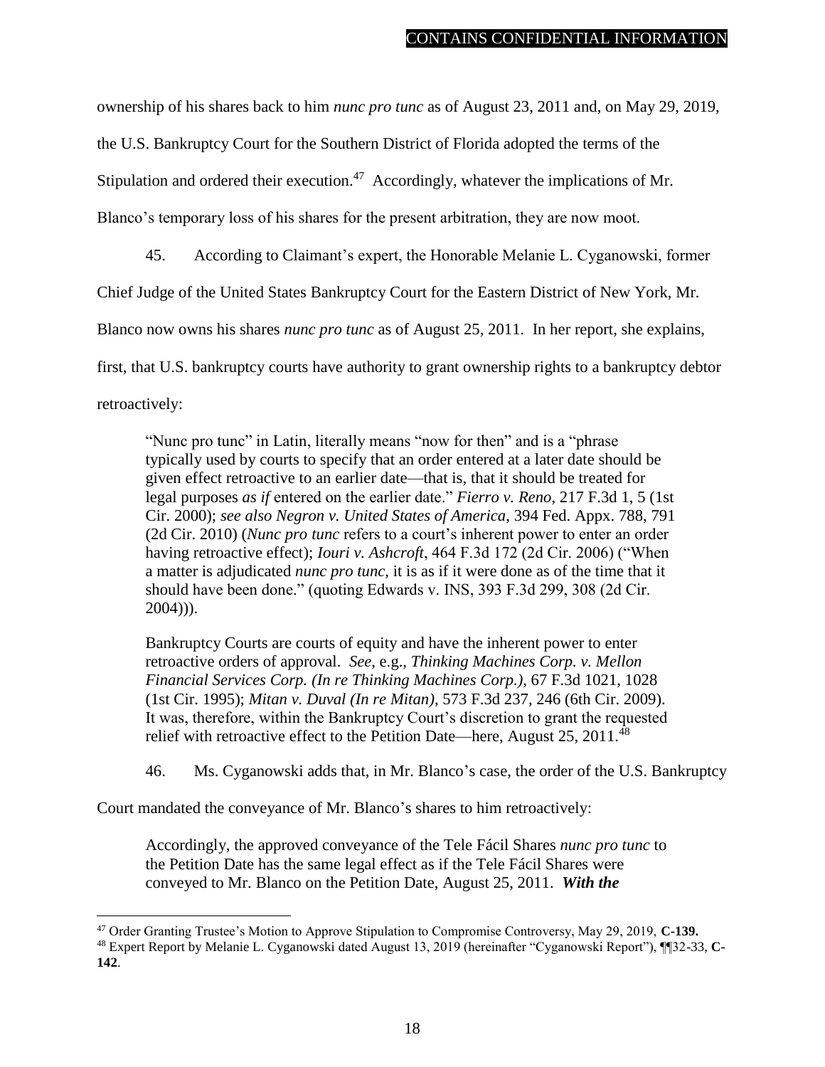ownership of his shares back to him *nunc pro tunc* as of August 23, 2011 and, on May 29, 2019, the U.S. Bankruptcy Court for the Southern District of Florida adopted the terms of the Stipulation and ordered their execution.[47] Accordingly, whatever the implications of Mr. Blanco's temporary loss of his shares for the present arbitration, they are now moot.

45. According to Claimant's expert, the Honorable Melanie L. Cyganowski, former Chief Judge of the United States Bankruptcy Court for the Eastern District of New York, Mr. Blanco now owns his shares *nunc pro tunc* as of August 25, 2011. In her report, she explains, first, that U.S. bankruptcy courts have authority to grant ownership rights to a bankruptcy debtor retroactively:

> "Nunc pro tunc" in Latin, literally means "now for then" and is a "phrase typically used by courts to specify that an order entered at a later date should be given effect retroactive to an earlier date—that is, that it should be treated for legal purposes *as if* entered on the earlier date." *Fierro v. Reno*, 217 F.3d 1, 5 (1st Cir. 2000); *see also Negron v. United States of America*, 394 Fed. Appx. 788, 791 (2d Cir. 2010) (*Nunc pro tunc* refers to a court's inherent power to enter an order having retroactive effect); *Iouri v. Ashcroft*, 464 F.3d 172 (2d Cir. 2006) ("When a matter is adjudicated *nunc pro tunc*, it is as if it were done as of the time that it should have been done." (quoting Edwards v. INS, 393 F.3d 299, 308 (2d Cir. 2004))).
>
> Bankruptcy Courts are courts of equity and have the inherent power to enter retroactive orders of approval. *See*, e.g., *Thinking Machines Corp. v. Mellon Financial Services Corp. (In re Thinking Machines Corp.)*, 67 F.3d 1021, 1028 (1st Cir. 1995); *Mitan v. Duval (In re Mitan)*, 573 F.3d 237, 246 (6th Cir. 2009). It was, therefore, within the Bankruptcy Court's discretion to grant the requested relief with retroactive effect to the Petition Date—here, August 25, 2011.[48]

46. Ms. Cyganowski adds that, in Mr. Blanco's case, the order of the U.S. Bankruptcy Court mandated the conveyance of Mr. Blanco's shares to him retroactively:

> Accordingly, the approved conveyance of the Tele Fácil Shares *nunc pro tunc* to the Petition Date has the same legal effect as if the Tele Fácil Shares were conveyed to Mr. Blanco on the Petition Date, August 25, 2011. ***With the***

---

[47] Order Granting Trustee's Motion to Approve Stipulation to Compromise Controversy, May 29, 2019, **C-139.**

[48] Expert Report by Melanie L. Cyganowski dated August 13, 2019 (hereinafter "Cyganowski Report"), ¶¶32-33, **C-142**.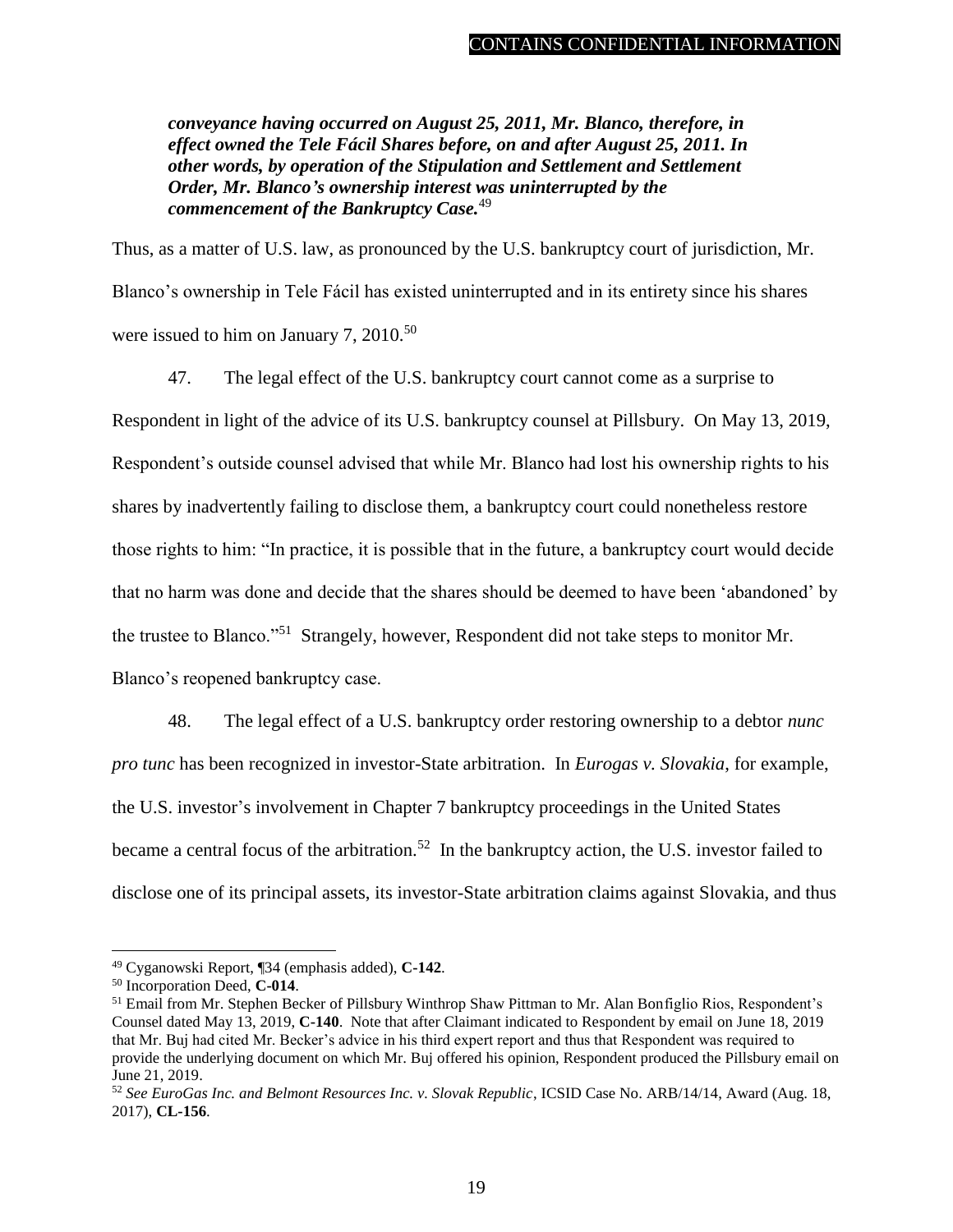***conveyance having occurred on August 25, 2011, Mr. Blanco, therefore, in effect owned the Tele Fácil Shares before, on and after August 25, 2011. In other words, by operation of the Stipulation and Settlement and Settlement Order, Mr. Blanco's ownership interest was uninterrupted by the commencement of the Bankruptcy Case.***[49]

Thus, as a matter of U.S. law, as pronounced by the U.S. bankruptcy court of jurisdiction, Mr. Blanco's ownership in Tele Fácil has existed uninterrupted and in its entirety since his shares were issued to him on January 7, 2010.[50]

47. The legal effect of the U.S. bankruptcy court cannot come as a surprise to Respondent in light of the advice of its U.S. bankruptcy counsel at Pillsbury. On May 13, 2019, Respondent's outside counsel advised that while Mr. Blanco had lost his ownership rights to his shares by inadvertently failing to disclose them, a bankruptcy court could nonetheless restore those rights to him: "In practice, it is possible that in the future, a bankruptcy court would decide that no harm was done and decide that the shares should be deemed to have been 'abandoned' by the trustee to Blanco."[51] Strangely, however, Respondent did not take steps to monitor Mr. Blanco's reopened bankruptcy case.

48. The legal effect of a U.S. bankruptcy order restoring ownership to a debtor *nunc pro tunc* has been recognized in investor-State arbitration. In *Eurogas v. Slovakia*, for example, the U.S. investor's involvement in Chapter 7 bankruptcy proceedings in the United States became a central focus of the arbitration.[52] In the bankruptcy action, the U.S. investor failed to disclose one of its principal assets, its investor-State arbitration claims against Slovakia, and thus

---

[49] Cyganowski Report, ¶34 (emphasis added), **C-142**.

[50] Incorporation Deed, **C-014**.

[51] Email from Mr. Stephen Becker of Pillsbury Winthrop Shaw Pittman to Mr. Alan Bonfiglio Rios, Respondent's Counsel dated May 13, 2019, **C-140**. Note that after Claimant indicated to Respondent by email on June 18, 2019 that Mr. Buj had cited Mr. Becker's advice in his third expert report and thus that Respondent was required to provide the underlying document on which Mr. Buj offered his opinion, Respondent produced the Pillsbury email on June 21, 2019.

[52] *See EuroGas Inc. and Belmont Resources Inc. v. Slovak Republic*, ICSID Case No. ARB/14/14, Award (Aug. 18, 2017), **CL-156**.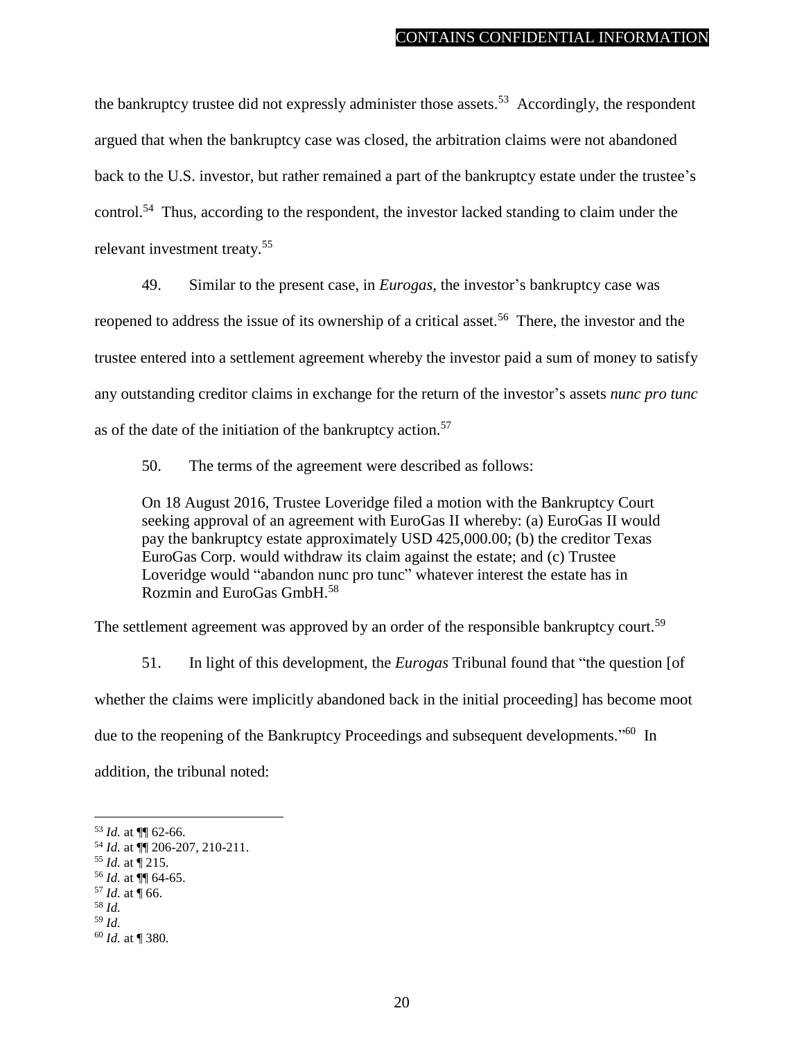the bankruptcy trustee did not expressly administer those assets.[53] Accordingly, the respondent argued that when the bankruptcy case was closed, the arbitration claims were not abandoned back to the U.S. investor, but rather remained a part of the bankruptcy estate under the trustee's control.[54] Thus, according to the respondent, the investor lacked standing to claim under the relevant investment treaty.[55]

49. Similar to the present case, in *Eurogas*, the investor's bankruptcy case was reopened to address the issue of its ownership of a critical asset.[56] There, the investor and the trustee entered into a settlement agreement whereby the investor paid a sum of money to satisfy any outstanding creditor claims in exchange for the return of the investor's assets *nunc pro tunc* as of the date of the initiation of the bankruptcy action.[57]

50. The terms of the agreement were described as follows:

> On 18 August 2016, Trustee Loveridge filed a motion with the Bankruptcy Court seeking approval of an agreement with EuroGas II whereby: (a) EuroGas II would pay the bankruptcy estate approximately USD 425,000.00; (b) the creditor Texas EuroGas Corp. would withdraw its claim against the estate; and (c) Trustee Loveridge would "abandon nunc pro tunc" whatever interest the estate has in Rozmin and EuroGas GmbH.[58]

The settlement agreement was approved by an order of the responsible bankruptcy court.[59]

51. In light of this development, the *Eurogas* Tribunal found that "the question [of whether the claims were implicitly abandoned back in the initial proceeding] has become moot due to the reopening of the Bankruptcy Proceedings and subsequent developments."[60] In addition, the tribunal noted:

---

[53] *Id.* at ¶¶ 62-66.

[54] *Id.* at ¶¶ 206-207, 210-211.

[55] *Id.* at ¶ 215.

[56] *Id.* at ¶¶ 64-65.

[57] *Id.* at ¶ 66.

[58] *Id.*

[59] *Id.*

[60] *Id.* at ¶ 380.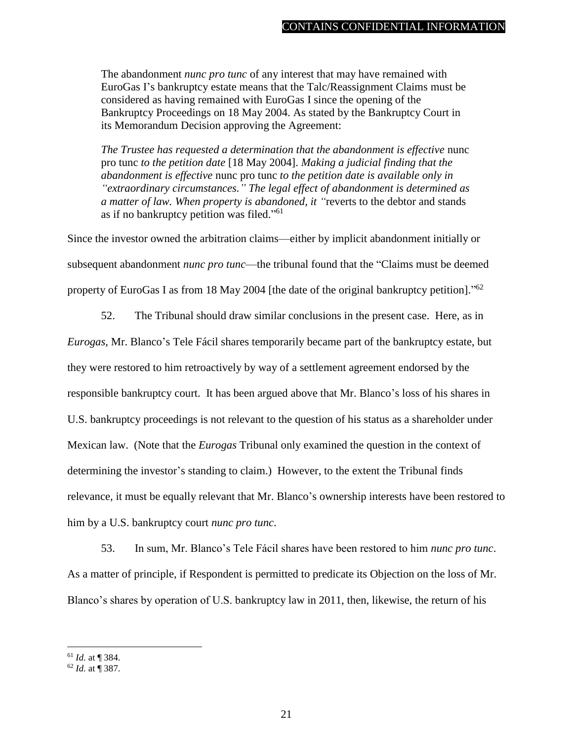CONTAINS CONFIDENTIAL INFORMATION

> The abandonment *nunc pro tunc* of any interest that may have remained with EuroGas I's bankruptcy estate means that the Talc/Reassignment Claims must be considered as having remained with EuroGas I since the opening of the Bankruptcy Proceedings on 18 May 2004. As stated by the Bankruptcy Court in its Memorandum Decision approving the Agreement:
>
> *The Trustee has requested a determination that the abandonment is effective* nunc pro tunc *to the petition date* [18 May 2004]. *Making a judicial finding that the abandonment is effective* nunc pro tunc *to the petition date is available only in "extraordinary circumstances." The legal effect of abandonment is determined as a matter of law. When property is abandoned, it "*reverts to the debtor and stands as if no bankruptcy petition was filed."[61]

Since the investor owned the arbitration claims—either by implicit abandonment initially or subsequent abandonment *nunc pro tunc*—the tribunal found that the "Claims must be deemed property of EuroGas I as from 18 May 2004 [the date of the original bankruptcy petition]."[62]

52. The Tribunal should draw similar conclusions in the present case. Here, as in *Eurogas*, Mr. Blanco's Tele Fácil shares temporarily became part of the bankruptcy estate, but they were restored to him retroactively by way of a settlement agreement endorsed by the responsible bankruptcy court. It has been argued above that Mr. Blanco's loss of his shares in U.S. bankruptcy proceedings is not relevant to the question of his status as a shareholder under Mexican law. (Note that the *Eurogas* Tribunal only examined the question in the context of determining the investor's standing to claim.) However, to the extent the Tribunal finds relevance, it must be equally relevant that Mr. Blanco's ownership interests have been restored to him by a U.S. bankruptcy court *nunc pro tunc*.

53. In sum, Mr. Blanco's Tele Fácil shares have been restored to him *nunc pro tunc*. As a matter of principle, if Respondent is permitted to predicate its Objection on the loss of Mr. Blanco's shares by operation of U.S. bankruptcy law in 2011, then, likewise, the return of his

---

[61] *Id.* at ¶ 384.

[62] *Id.* at ¶ 387.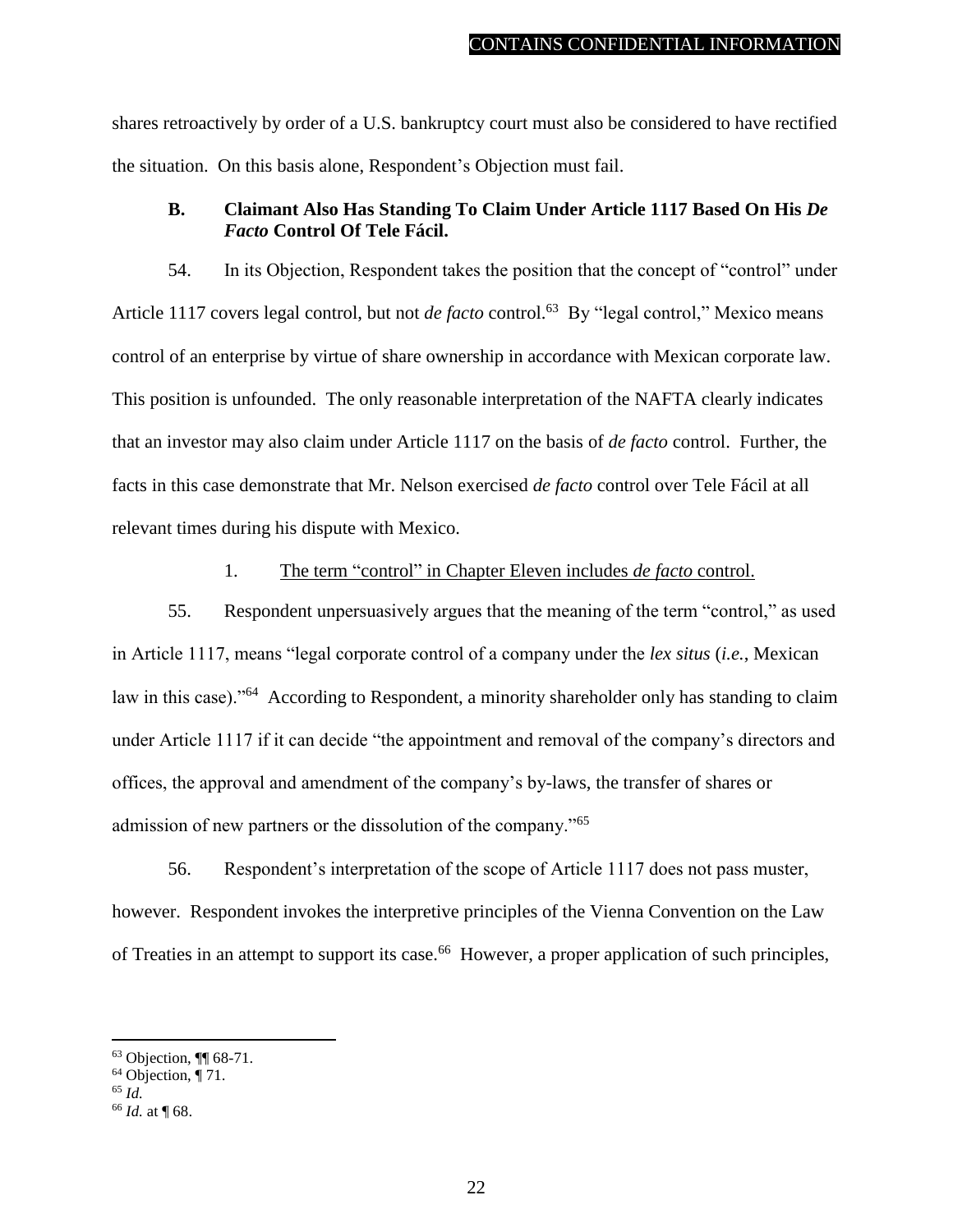shares retroactively by order of a U.S. bankruptcy court must also be considered to have rectified the situation. On this basis alone, Respondent's Objection must fail.

### B. Claimant Also Has Standing To Claim Under Article 1117 Based On His *De Facto* Control Of Tele Fácil.

54. In its Objection, Respondent takes the position that the concept of "control" under Article 1117 covers legal control, but not *de facto* control.[63] By "legal control," Mexico means control of an enterprise by virtue of share ownership in accordance with Mexican corporate law. This position is unfounded. The only reasonable interpretation of the NAFTA clearly indicates that an investor may also claim under Article 1117 on the basis of *de facto* control. Further, the facts in this case demonstrate that Mr. Nelson exercised *de facto* control over Tele Fácil at all relevant times during his dispute with Mexico.

#### 1. The term "control" in Chapter Eleven includes *de facto* control.

55. Respondent unpersuasively argues that the meaning of the term "control," as used in Article 1117, means "legal corporate control of a company under the *lex situs* (*i.e.*, Mexican law in this case)."[64] According to Respondent, a minority shareholder only has standing to claim under Article 1117 if it can decide "the appointment and removal of the company's directors and offices, the approval and amendment of the company's by-laws, the transfer of shares or admission of new partners or the dissolution of the company."[65]

56. Respondent's interpretation of the scope of Article 1117 does not pass muster, however. Respondent invokes the interpretive principles of the Vienna Convention on the Law of Treaties in an attempt to support its case.[66] However, a proper application of such principles,

---

[63] Objection, ¶¶ 68-71.

[64] Objection, ¶ 71.

[65] *Id.*

[66] *Id.* at ¶ 68.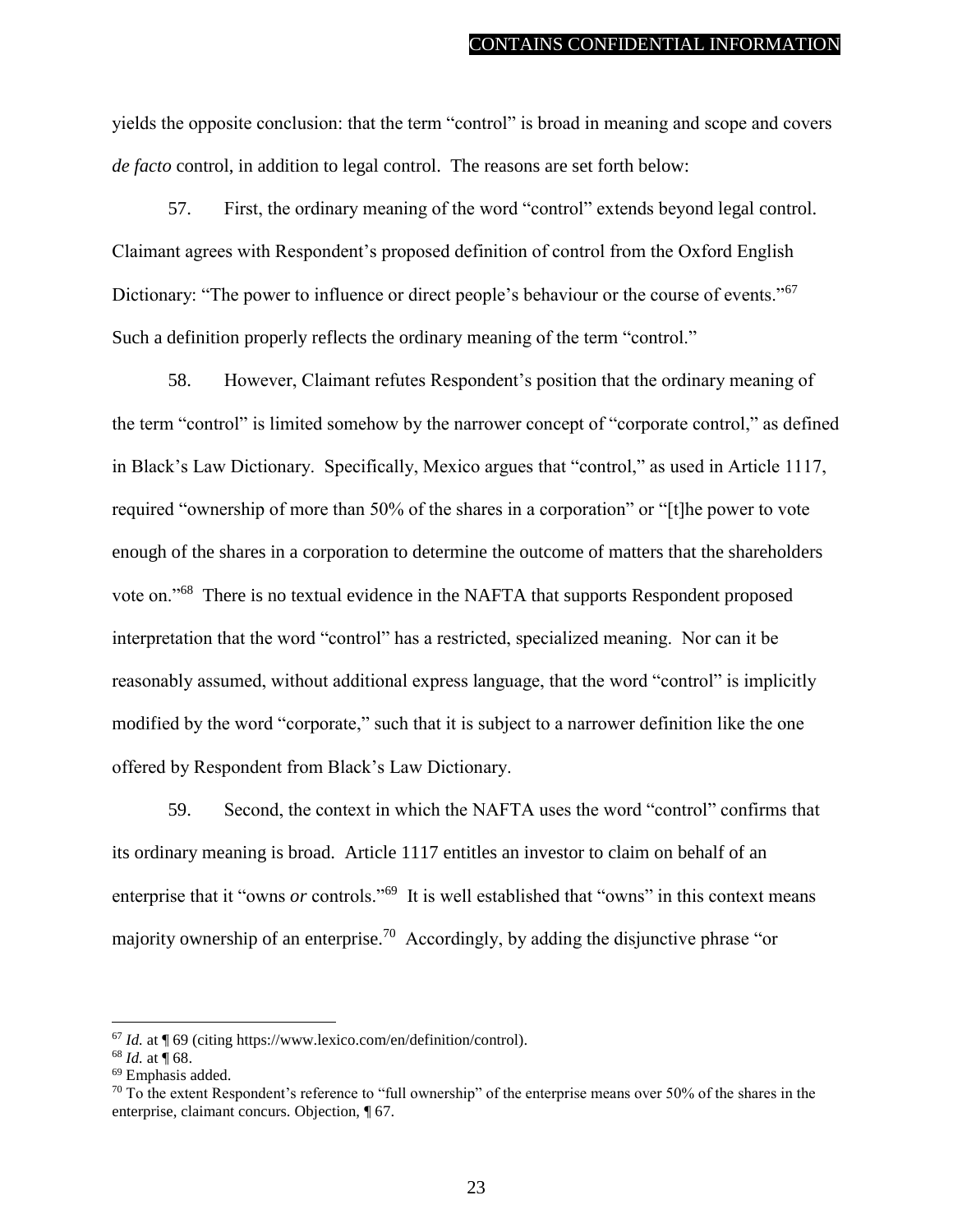yields the opposite conclusion: that the term "control" is broad in meaning and scope and covers *de facto* control, in addition to legal control. The reasons are set forth below:

57. First, the ordinary meaning of the word "control" extends beyond legal control. Claimant agrees with Respondent's proposed definition of control from the Oxford English Dictionary: "The power to influence or direct people's behaviour or the course of events."[67] Such a definition properly reflects the ordinary meaning of the term "control."

58. However, Claimant refutes Respondent's position that the ordinary meaning of the term "control" is limited somehow by the narrower concept of "corporate control," as defined in Black's Law Dictionary. Specifically, Mexico argues that "control," as used in Article 1117, required "ownership of more than 50% of the shares in a corporation" or "[t]he power to vote enough of the shares in a corporation to determine the outcome of matters that the shareholders vote on."[68] There is no textual evidence in the NAFTA that supports Respondent proposed interpretation that the word "control" has a restricted, specialized meaning. Nor can it be reasonably assumed, without additional express language, that the word "control" is implicitly modified by the word "corporate," such that it is subject to a narrower definition like the one offered by Respondent from Black's Law Dictionary.

59. Second, the context in which the NAFTA uses the word "control" confirms that its ordinary meaning is broad. Article 1117 entitles an investor to claim on behalf of an enterprise that it "owns *or* controls."[69] It is well established that "owns" in this context means majority ownership of an enterprise.[70] Accordingly, by adding the disjunctive phrase "or

---

[67] *Id.* at ¶ 69 (citing https://www.lexico.com/en/definition/control).

[68] *Id.* at ¶ 68.

[69] Emphasis added.

[70] To the extent Respondent's reference to "full ownership" of the enterprise means over 50% of the shares in the enterprise, claimant concurs. Objection, ¶ 67.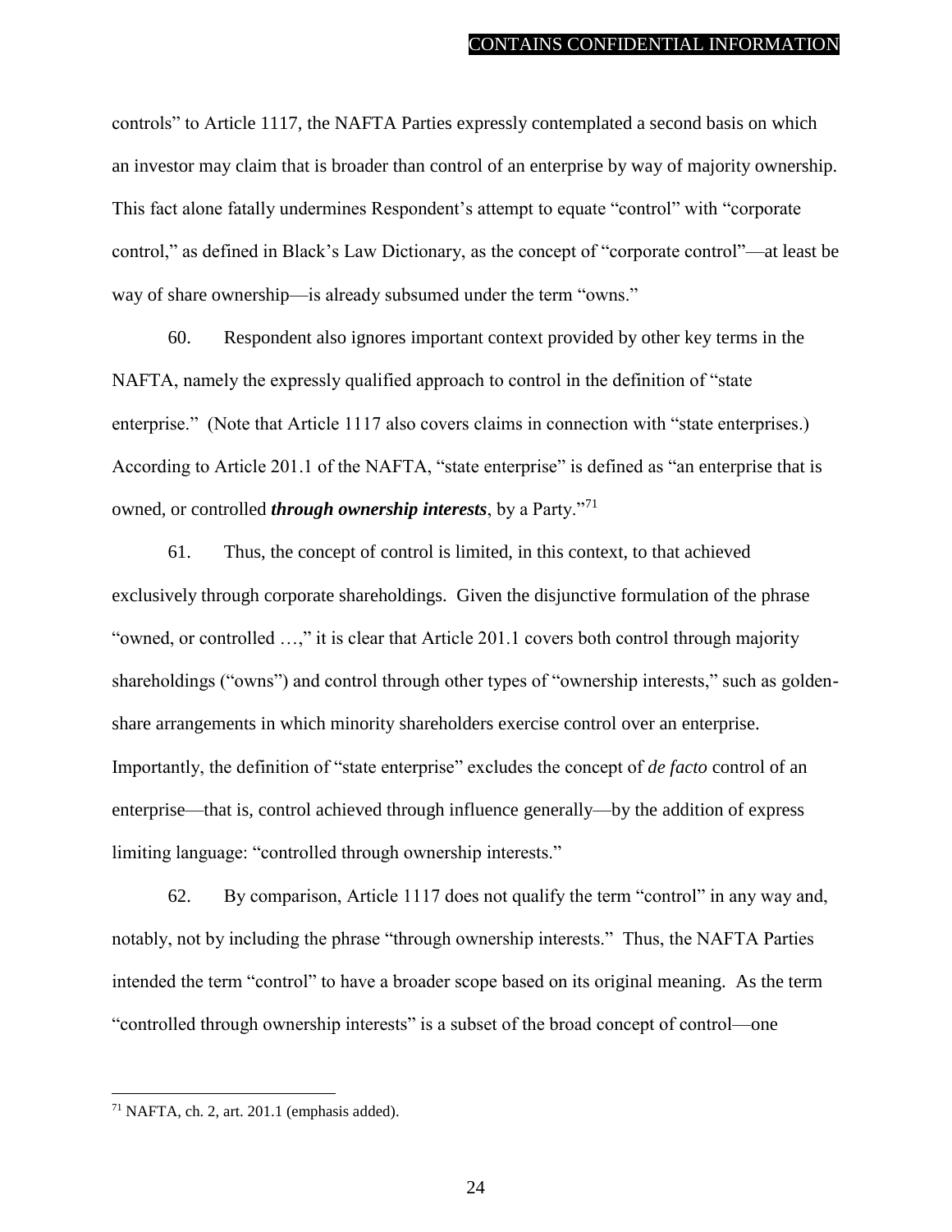controls" to Article 1117, the NAFTA Parties expressly contemplated a second basis on which an investor may claim that is broader than control of an enterprise by way of majority ownership. This fact alone fatally undermines Respondent's attempt to equate "control" with "corporate control," as defined in Black's Law Dictionary, as the concept of "corporate control"—at least be way of share ownership—is already subsumed under the term "owns."

60. Respondent also ignores important context provided by other key terms in the NAFTA, namely the expressly qualified approach to control in the definition of "state enterprise." (Note that Article 1117 also covers claims in connection with "state enterprises.) According to Article 201.1 of the NAFTA, "state enterprise" is defined as "an enterprise that is owned, or controlled ***through ownership interests***, by a Party."[71]

61. Thus, the concept of control is limited, in this context, to that achieved exclusively through corporate shareholdings. Given the disjunctive formulation of the phrase "owned, or controlled …," it is clear that Article 201.1 covers both control through majority shareholdings ("owns") and control through other types of "ownership interests," such as golden-share arrangements in which minority shareholders exercise control over an enterprise. Importantly, the definition of "state enterprise" excludes the concept of *de facto* control of an enterprise—that is, control achieved through influence generally—by the addition of express limiting language: "controlled through ownership interests."

62. By comparison, Article 1117 does not qualify the term "control" in any way and, notably, not by including the phrase "through ownership interests." Thus, the NAFTA Parties intended the term "control" to have a broader scope based on its original meaning. As the term "controlled through ownership interests" is a subset of the broad concept of control—one

[71] NAFTA, ch. 2, art. 201.1 (emphasis added).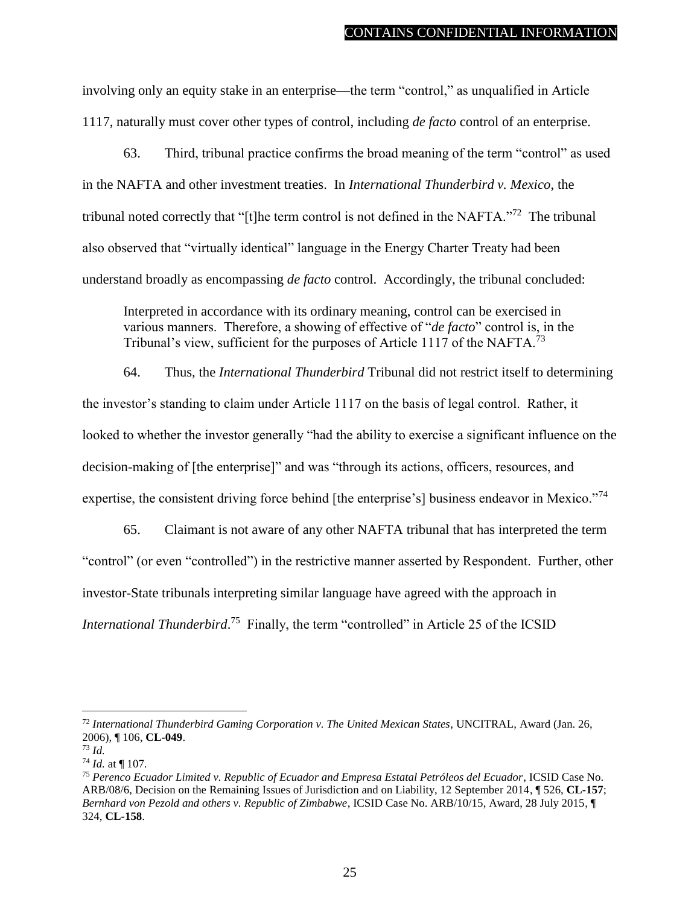involving only an equity stake in an enterprise—the term "control," as unqualified in Article 1117, naturally must cover other types of control, including *de facto* control of an enterprise.

63. Third, tribunal practice confirms the broad meaning of the term "control" as used in the NAFTA and other investment treaties. In *International Thunderbird v. Mexico*, the tribunal noted correctly that "[t]he term control is not defined in the NAFTA."[72] The tribunal also observed that "virtually identical" language in the Energy Charter Treaty had been understand broadly as encompassing *de facto* control. Accordingly, the tribunal concluded:

> Interpreted in accordance with its ordinary meaning, control can be exercised in various manners. Therefore, a showing of effective of "*de facto*" control is, in the Tribunal's view, sufficient for the purposes of Article 1117 of the NAFTA.[73]

64. Thus, the *International Thunderbird* Tribunal did not restrict itself to determining the investor's standing to claim under Article 1117 on the basis of legal control. Rather, it looked to whether the investor generally "had the ability to exercise a significant influence on the decision-making of [the enterprise]" and was "through its actions, officers, resources, and expertise, the consistent driving force behind [the enterprise's] business endeavor in Mexico."[74]

65. Claimant is not aware of any other NAFTA tribunal that has interpreted the term "control" (or even "controlled") in the restrictive manner asserted by Respondent. Further, other investor-State tribunals interpreting similar language have agreed with the approach in *International Thunderbird*.[75] Finally, the term "controlled" in Article 25 of the ICSID

---

[72] *International Thunderbird Gaming Corporation v. The United Mexican States*, UNCITRAL, Award (Jan. 26, 2006), ¶ 106, **CL-049**.

[73] *Id.*

[74] *Id.* at ¶ 107.

[75] *Perenco Ecuador Limited v. Republic of Ecuador and Empresa Estatal Petróleos del Ecuador*, ICSID Case No. ARB/08/6, Decision on the Remaining Issues of Jurisdiction and on Liability, 12 September 2014, ¶ 526, **CL-157**; *Bernhard von Pezold and others v. Republic of Zimbabwe*, ICSID Case No. ARB/10/15, Award, 28 July 2015, ¶ 324, **CL-158**.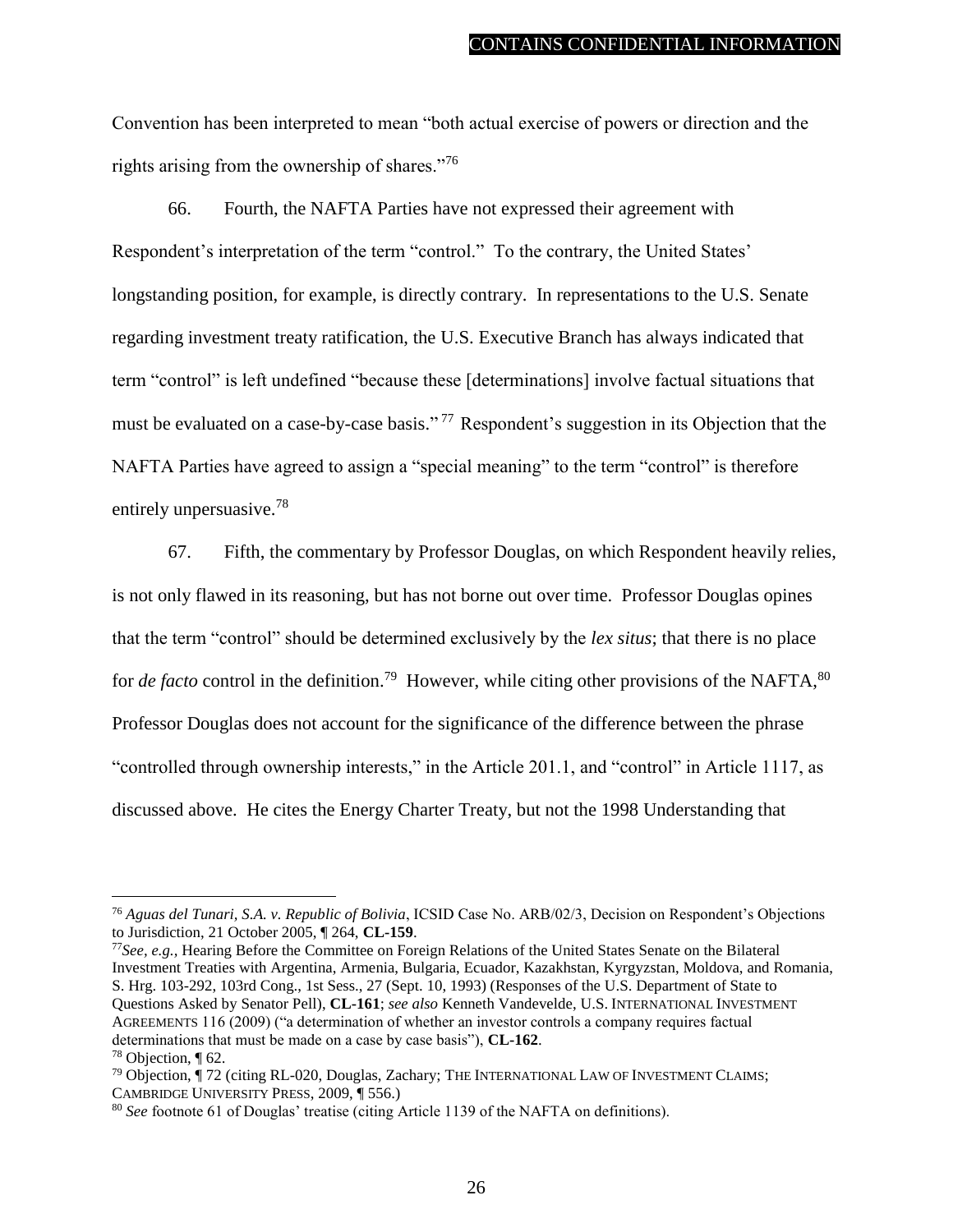Convention has been interpreted to mean "both actual exercise of powers or direction and the rights arising from the ownership of shares."[76]

66. Fourth, the NAFTA Parties have not expressed their agreement with Respondent's interpretation of the term "control." To the contrary, the United States' longstanding position, for example, is directly contrary. In representations to the U.S. Senate regarding investment treaty ratification, the U.S. Executive Branch has always indicated that term "control" is left undefined "because these [determinations] involve factual situations that must be evaluated on a case-by-case basis."[77] Respondent's suggestion in its Objection that the NAFTA Parties have agreed to assign a "special meaning" to the term "control" is therefore entirely unpersuasive.[78]

67. Fifth, the commentary by Professor Douglas, on which Respondent heavily relies, is not only flawed in its reasoning, but has not borne out over time. Professor Douglas opines that the term "control" should be determined exclusively by the *lex situs*; that there is no place for *de facto* control in the definition.[79] However, while citing other provisions of the NAFTA,[80] Professor Douglas does not account for the significance of the difference between the phrase "controlled through ownership interests," in the Article 201.1, and "control" in Article 1117, as discussed above. He cites the Energy Charter Treaty, but not the 1998 Understanding that

---

[76] *Aguas del Tunari, S.A. v. Republic of Bolivia*, ICSID Case No. ARB/02/3, Decision on Respondent's Objections to Jurisdiction, 21 October 2005, ¶ 264, **CL-159**.

[77] *See, e.g.,* Hearing Before the Committee on Foreign Relations of the United States Senate on the Bilateral Investment Treaties with Argentina, Armenia, Bulgaria, Ecuador, Kazakhstan, Kyrgyzstan, Moldova, and Romania, S. Hrg. 103-292, 103rd Cong., 1st Sess., 27 (Sept. 10, 1993) (Responses of the U.S. Department of State to Questions Asked by Senator Pell), **CL-161**; *see also* Kenneth Vandevelde, U.S. INTERNATIONAL INVESTMENT AGREEMENTS 116 (2009) ("a determination of whether an investor controls a company requires factual determinations that must be made on a case by case basis"), **CL-162**.

[78] Objection, ¶ 62.

[79] Objection, ¶ 72 (citing RL-020, Douglas, Zachary; THE INTERNATIONAL LAW OF INVESTMENT CLAIMS; CAMBRIDGE UNIVERSITY PRESS, 2009, ¶ 556.)

[80] *See* footnote 61 of Douglas' treatise (citing Article 1139 of the NAFTA on definitions).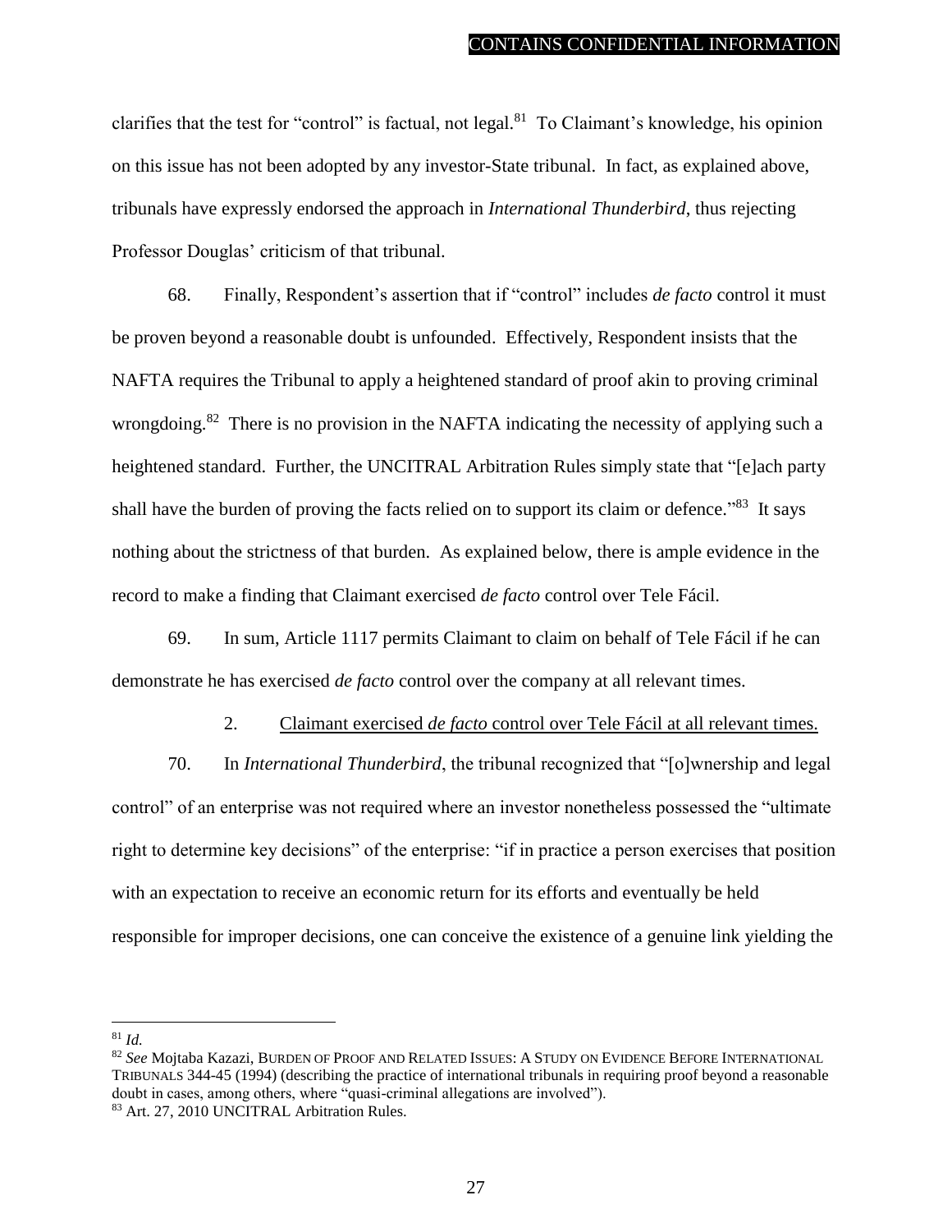clarifies that the test for "control" is factual, not legal.[81] To Claimant's knowledge, his opinion on this issue has not been adopted by any investor-State tribunal. In fact, as explained above, tribunals have expressly endorsed the approach in *International Thunderbird*, thus rejecting Professor Douglas' criticism of that tribunal.

68. Finally, Respondent's assertion that if "control" includes *de facto* control it must be proven beyond a reasonable doubt is unfounded. Effectively, Respondent insists that the NAFTA requires the Tribunal to apply a heightened standard of proof akin to proving criminal wrongdoing.[82] There is no provision in the NAFTA indicating the necessity of applying such a heightened standard. Further, the UNCITRAL Arbitration Rules simply state that "[e]ach party shall have the burden of proving the facts relied on to support its claim or defence."[83] It says nothing about the strictness of that burden. As explained below, there is ample evidence in the record to make a finding that Claimant exercised *de facto* control over Tele Fácil.

69. In sum, Article 1117 permits Claimant to claim on behalf of Tele Fácil if he can demonstrate he has exercised *de facto* control over the company at all relevant times.

2. <u>Claimant exercised *de facto* control over Tele Fácil at all relevant times.</u>

70. In *International Thunderbird*, the tribunal recognized that "[o]wnership and legal control" of an enterprise was not required where an investor nonetheless possessed the "ultimate right to determine key decisions" of the enterprise: "if in practice a person exercises that position with an expectation to receive an economic return for its efforts and eventually be held responsible for improper decisions, one can conceive the existence of a genuine link yielding the

---

[81] *Id.*

[82] *See* Mojtaba Kazazi, BURDEN OF PROOF AND RELATED ISSUES: A STUDY ON EVIDENCE BEFORE INTERNATIONAL TRIBUNALS 344-45 (1994) (describing the practice of international tribunals in requiring proof beyond a reasonable doubt in cases, among others, where "quasi-criminal allegations are involved").

[83] Art. 27, 2010 UNCITRAL Arbitration Rules.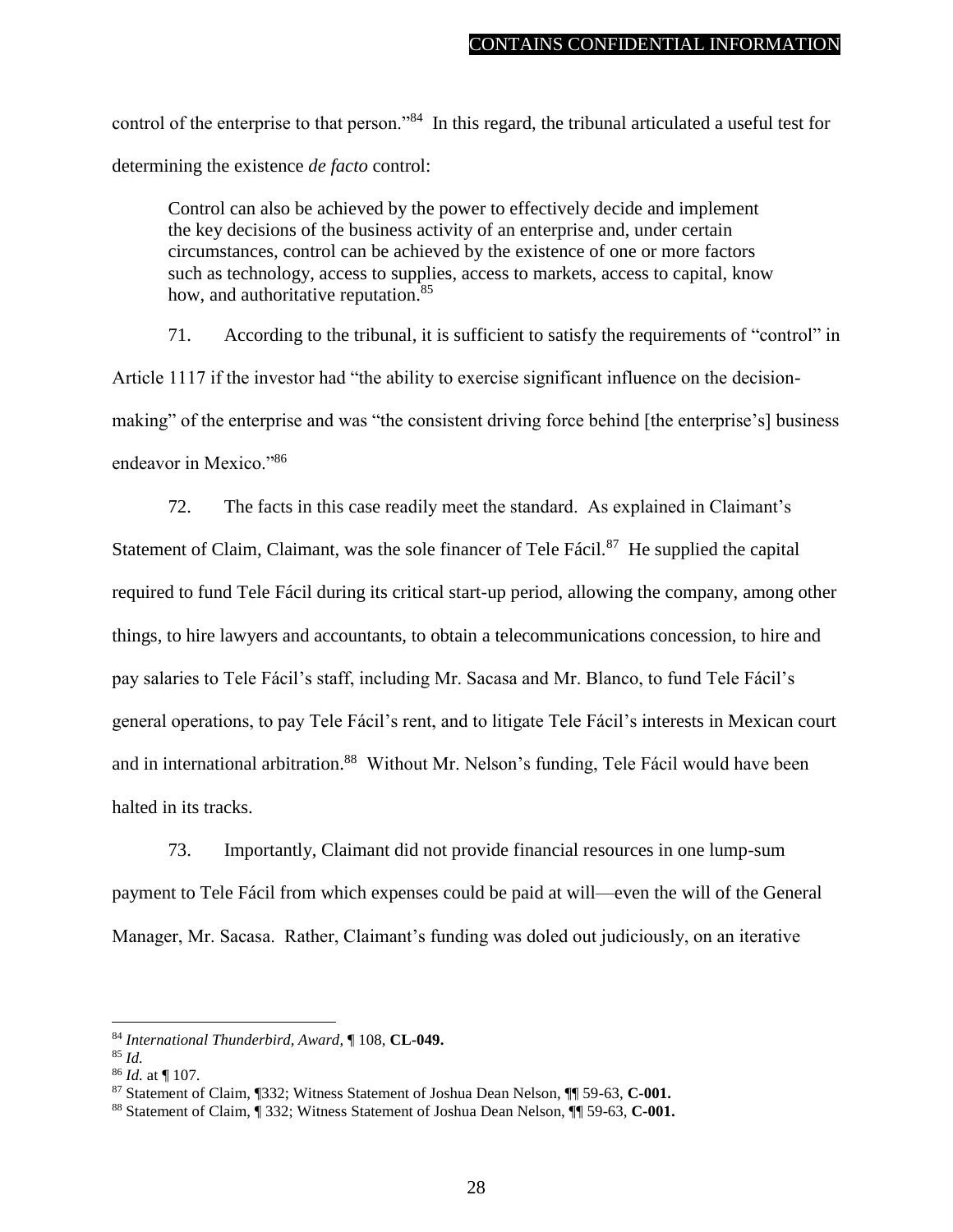control of the enterprise to that person."[84] In this regard, the tribunal articulated a useful test for determining the existence *de facto* control:

> Control can also be achieved by the power to effectively decide and implement the key decisions of the business activity of an enterprise and, under certain circumstances, control can be achieved by the existence of one or more factors such as technology, access to supplies, access to markets, access to capital, know how, and authoritative reputation.[85]

71. According to the tribunal, it is sufficient to satisfy the requirements of "control" in Article 1117 if the investor had "the ability to exercise significant influence on the decision-making" of the enterprise and was "the consistent driving force behind [the enterprise's] business endeavor in Mexico."[86]

72. The facts in this case readily meet the standard. As explained in Claimant's Statement of Claim, Claimant, was the sole financer of Tele Fácil.[87] He supplied the capital required to fund Tele Fácil during its critical start-up period, allowing the company, among other things, to hire lawyers and accountants, to obtain a telecommunications concession, to hire and pay salaries to Tele Fácil's staff, including Mr. Sacasa and Mr. Blanco, to fund Tele Fácil's general operations, to pay Tele Fácil's rent, and to litigate Tele Fácil's interests in Mexican court and in international arbitration.[88] Without Mr. Nelson's funding, Tele Fácil would have been halted in its tracks.

73. Importantly, Claimant did not provide financial resources in one lump-sum payment to Tele Fácil from which expenses could be paid at will—even the will of the General Manager, Mr. Sacasa. Rather, Claimant's funding was doled out judiciously, on an iterative

---

[84] *International Thunderbird, Award*, ¶ 108, **CL-049.**

[85] *Id.*

[86] *Id.* at ¶ 107.

[87] Statement of Claim, ¶332; Witness Statement of Joshua Dean Nelson, ¶¶ 59-63, **C-001.**

[88] Statement of Claim, ¶ 332; Witness Statement of Joshua Dean Nelson, ¶¶ 59-63, **C-001.**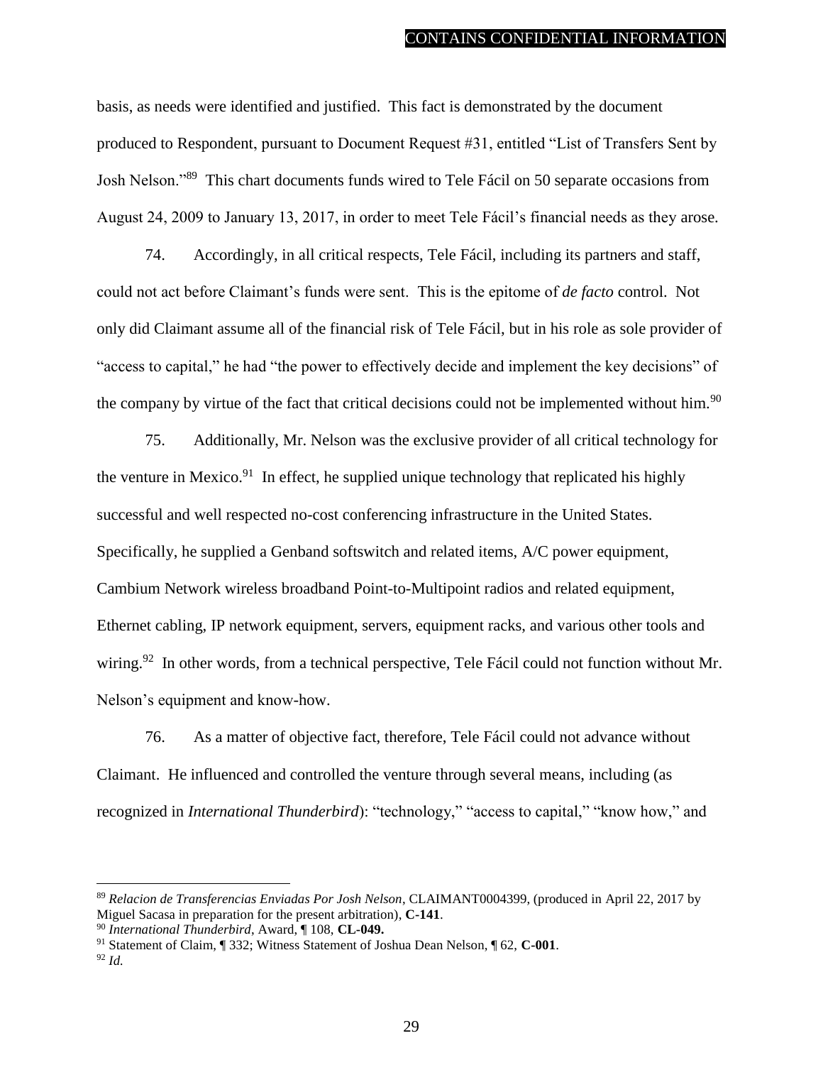basis, as needs were identified and justified. This fact is demonstrated by the document produced to Respondent, pursuant to Document Request #31, entitled "List of Transfers Sent by Josh Nelson."[89] This chart documents funds wired to Tele Fácil on 50 separate occasions from August 24, 2009 to January 13, 2017, in order to meet Tele Fácil's financial needs as they arose.

74. Accordingly, in all critical respects, Tele Fácil, including its partners and staff, could not act before Claimant's funds were sent. This is the epitome of *de facto* control. Not only did Claimant assume all of the financial risk of Tele Fácil, but in his role as sole provider of "access to capital," he had "the power to effectively decide and implement the key decisions" of the company by virtue of the fact that critical decisions could not be implemented without him.[90]

75. Additionally, Mr. Nelson was the exclusive provider of all critical technology for the venture in Mexico.[91] In effect, he supplied unique technology that replicated his highly successful and well respected no-cost conferencing infrastructure in the United States. Specifically, he supplied a Genband softswitch and related items, A/C power equipment, Cambium Network wireless broadband Point-to-Multipoint radios and related equipment, Ethernet cabling, IP network equipment, servers, equipment racks, and various other tools and wiring.[92] In other words, from a technical perspective, Tele Fácil could not function without Mr. Nelson's equipment and know-how.

76. As a matter of objective fact, therefore, Tele Fácil could not advance without Claimant. He influenced and controlled the venture through several means, including (as recognized in *International Thunderbird*): "technology," "access to capital," "know how," and

---

[89] *Relacion de Transferencias Enviadas Por Josh Nelson*, CLAIMANT0004399, (produced in April 22, 2017 by Miguel Sacasa in preparation for the present arbitration), **C-141**.

[90] *International Thunderbird*, Award, ¶ 108, **CL-049.**

[91] Statement of Claim, ¶ 332; Witness Statement of Joshua Dean Nelson, ¶ 62, **C-001**.

[92] *Id.*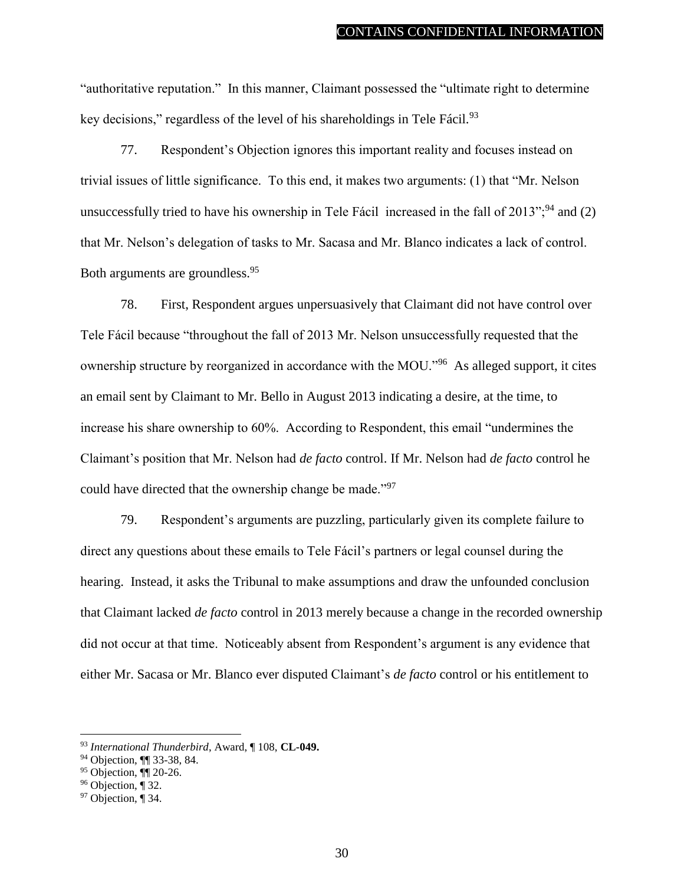"authoritative reputation." In this manner, Claimant possessed the "ultimate right to determine key decisions," regardless of the level of his shareholdings in Tele Fácil.[93]

77. Respondent's Objection ignores this important reality and focuses instead on trivial issues of little significance. To this end, it makes two arguments: (1) that "Mr. Nelson unsuccessfully tried to have his ownership in Tele Fácil increased in the fall of 2013";[94] and (2) that Mr. Nelson's delegation of tasks to Mr. Sacasa and Mr. Blanco indicates a lack of control. Both arguments are groundless.[95]

78. First, Respondent argues unpersuasively that Claimant did not have control over Tele Fácil because "throughout the fall of 2013 Mr. Nelson unsuccessfully requested that the ownership structure by reorganized in accordance with the MOU."[96] As alleged support, it cites an email sent by Claimant to Mr. Bello in August 2013 indicating a desire, at the time, to increase his share ownership to 60%. According to Respondent, this email "undermines the Claimant's position that Mr. Nelson had *de facto* control. If Mr. Nelson had *de facto* control he could have directed that the ownership change be made."[97]

79. Respondent's arguments are puzzling, particularly given its complete failure to direct any questions about these emails to Tele Fácil's partners or legal counsel during the hearing. Instead, it asks the Tribunal to make assumptions and draw the unfounded conclusion that Claimant lacked *de facto* control in 2013 merely because a change in the recorded ownership did not occur at that time. Noticeably absent from Respondent's argument is any evidence that either Mr. Sacasa or Mr. Blanco ever disputed Claimant's *de facto* control or his entitlement to

---

[93] *International Thunderbird*, Award, ¶ 108, **CL-049.**

[94] Objection, ¶¶ 33-38, 84.

[95] Objection, ¶¶ 20-26.

[96] Objection, ¶ 32.

[97] Objection, ¶ 34.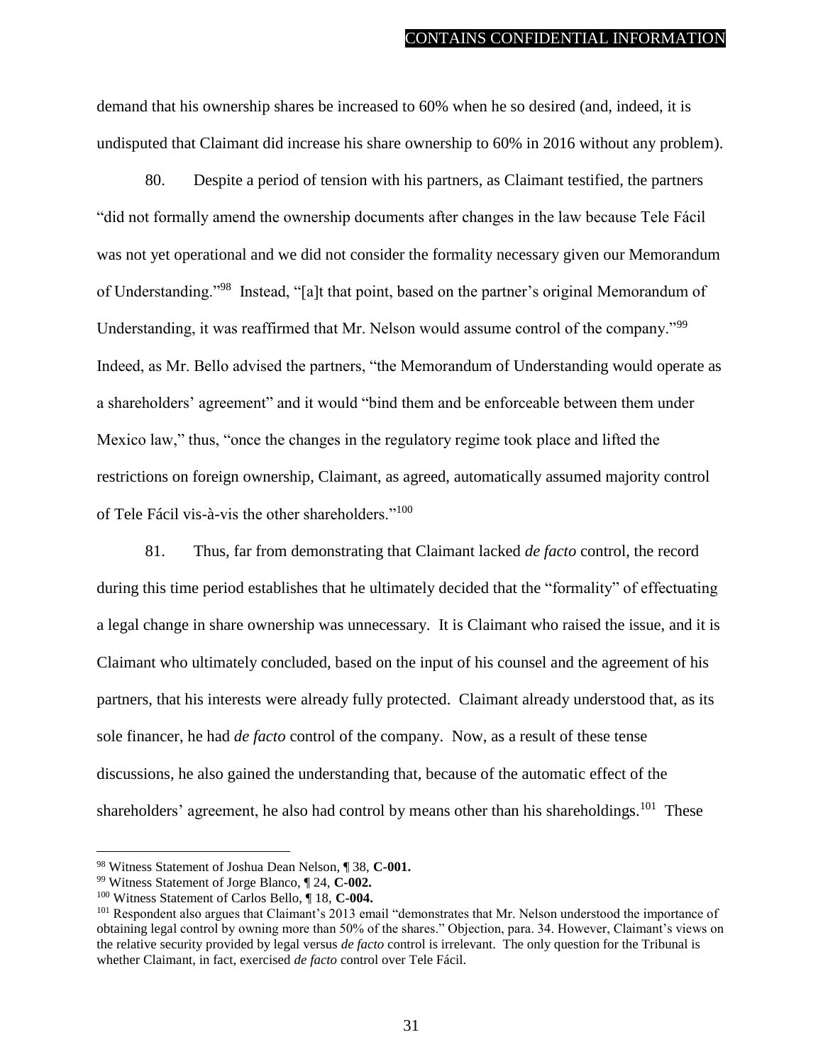demand that his ownership shares be increased to 60% when he so desired (and, indeed, it is undisputed that Claimant did increase his share ownership to 60% in 2016 without any problem).

80. Despite a period of tension with his partners, as Claimant testified, the partners "did not formally amend the ownership documents after changes in the law because Tele Fácil was not yet operational and we did not consider the formality necessary given our Memorandum of Understanding."[98] Instead, "[a]t that point, based on the partner's original Memorandum of Understanding, it was reaffirmed that Mr. Nelson would assume control of the company."[99] Indeed, as Mr. Bello advised the partners, "the Memorandum of Understanding would operate as a shareholders' agreement" and it would "bind them and be enforceable between them under Mexico law," thus, "once the changes in the regulatory regime took place and lifted the restrictions on foreign ownership, Claimant, as agreed, automatically assumed majority control of Tele Fácil vis-à-vis the other shareholders."[100]

81. Thus, far from demonstrating that Claimant lacked *de facto* control, the record during this time period establishes that he ultimately decided that the "formality" of effectuating a legal change in share ownership was unnecessary. It is Claimant who raised the issue, and it is Claimant who ultimately concluded, based on the input of his counsel and the agreement of his partners, that his interests were already fully protected. Claimant already understood that, as its sole financer, he had *de facto* control of the company. Now, as a result of these tense discussions, he also gained the understanding that, because of the automatic effect of the shareholders' agreement, he also had control by means other than his shareholdings.[101] These

---

[98] Witness Statement of Joshua Dean Nelson, ¶ 38, **C-001.**

[99] Witness Statement of Jorge Blanco, ¶ 24, **C-002.**

[100] Witness Statement of Carlos Bello, ¶ 18, **C-004.**

[101] Respondent also argues that Claimant's 2013 email "demonstrates that Mr. Nelson understood the importance of obtaining legal control by owning more than 50% of the shares." Objection, para. 34. However, Claimant's views on the relative security provided by legal versus *de facto* control is irrelevant. The only question for the Tribunal is whether Claimant, in fact, exercised *de facto* control over Tele Fácil.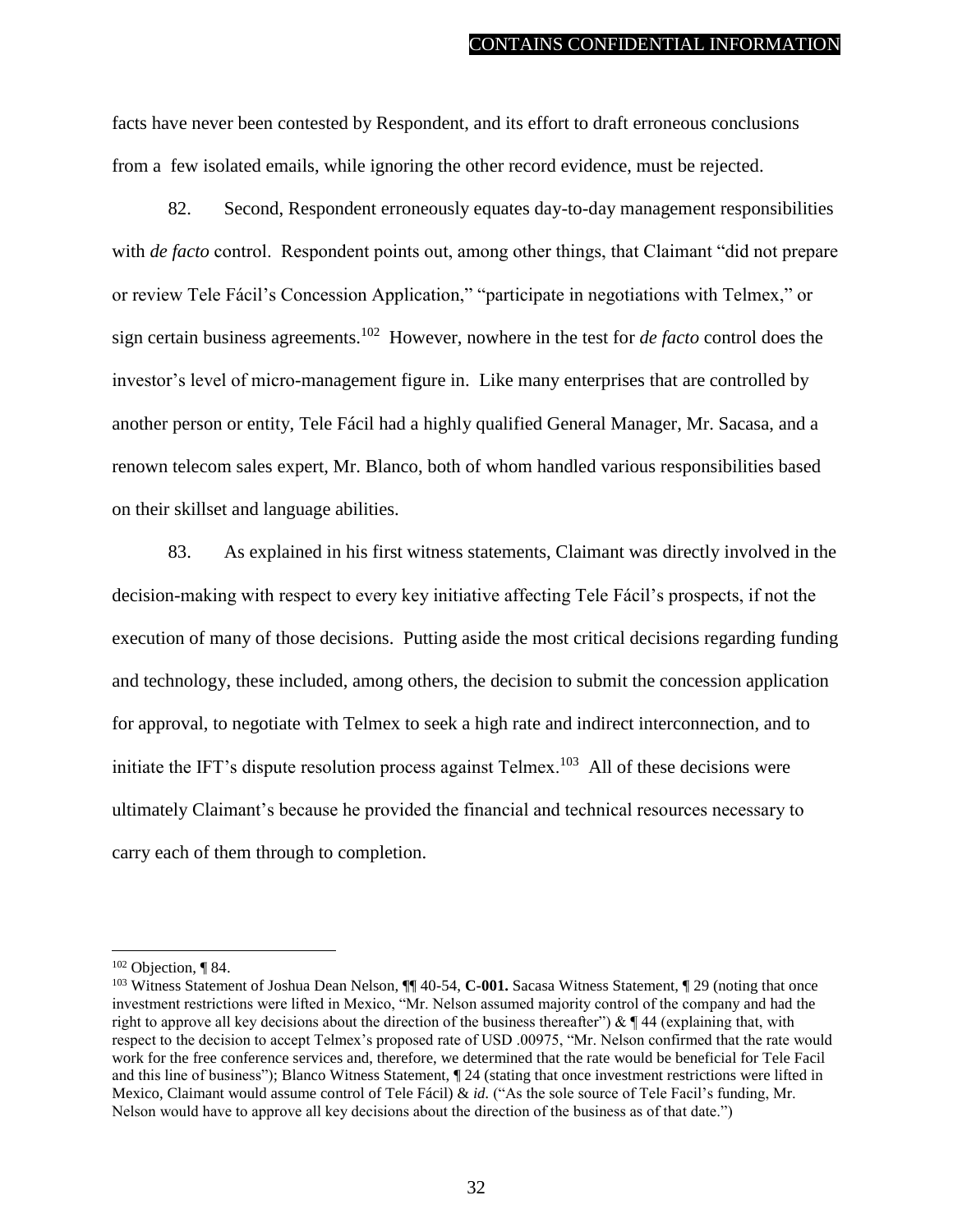facts have never been contested by Respondent, and its effort to draft erroneous conclusions from a few isolated emails, while ignoring the other record evidence, must be rejected.

82. Second, Respondent erroneously equates day-to-day management responsibilities with *de facto* control. Respondent points out, among other things, that Claimant "did not prepare or review Tele Fácil's Concession Application," "participate in negotiations with Telmex," or sign certain business agreements.[102] However, nowhere in the test for *de facto* control does the investor's level of micro-management figure in. Like many enterprises that are controlled by another person or entity, Tele Fácil had a highly qualified General Manager, Mr. Sacasa, and a renown telecom sales expert, Mr. Blanco, both of whom handled various responsibilities based on their skillset and language abilities.

83. As explained in his first witness statements, Claimant was directly involved in the decision-making with respect to every key initiative affecting Tele Fácil's prospects, if not the execution of many of those decisions. Putting aside the most critical decisions regarding funding and technology, these included, among others, the decision to submit the concession application for approval, to negotiate with Telmex to seek a high rate and indirect interconnection, and to initiate the IFT's dispute resolution process against Telmex.[103] All of these decisions were ultimately Claimant's because he provided the financial and technical resources necessary to carry each of them through to completion.

---

[102] Objection, ¶ 84.

[103] Witness Statement of Joshua Dean Nelson, ¶¶ 40-54, **C-001.** Sacasa Witness Statement, ¶ 29 (noting that once investment restrictions were lifted in Mexico, "Mr. Nelson assumed majority control of the company and had the right to approve all key decisions about the direction of the business thereafter") & ¶ 44 (explaining that, with respect to the decision to accept Telmex's proposed rate of USD .00975, "Mr. Nelson confirmed that the rate would work for the free conference services and, therefore, we determined that the rate would be beneficial for Tele Facil and this line of business"); Blanco Witness Statement, ¶ 24 (stating that once investment restrictions were lifted in Mexico, Claimant would assume control of Tele Fácil) & *id.* ("As the sole source of Tele Facil's funding, Mr. Nelson would have to approve all key decisions about the direction of the business as of that date.")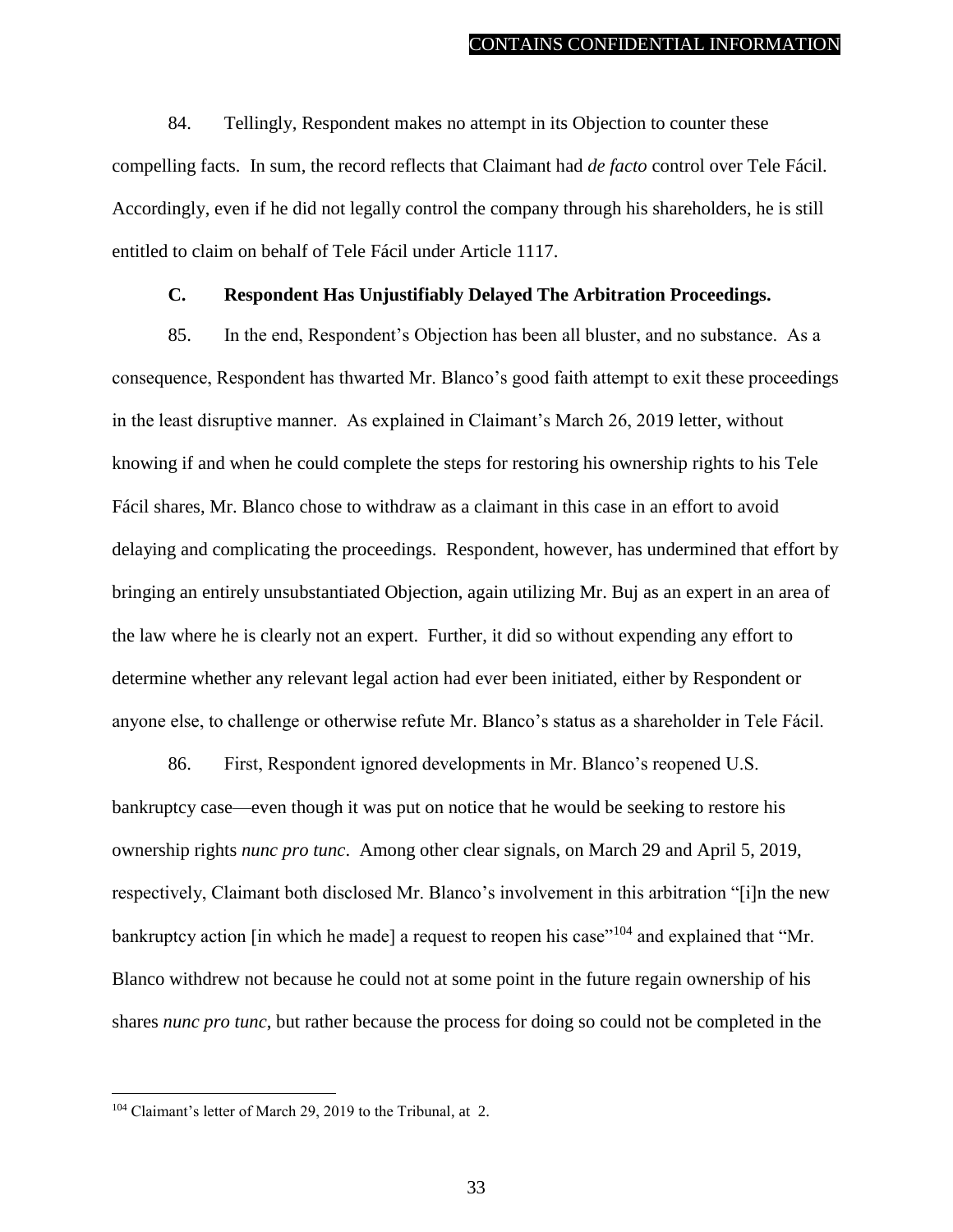84. Tellingly, Respondent makes no attempt in its Objection to counter these compelling facts. In sum, the record reflects that Claimant had *de facto* control over Tele Fácil. Accordingly, even if he did not legally control the company through his shareholders, he is still entitled to claim on behalf of Tele Fácil under Article 1117.

### C. Respondent Has Unjustifiably Delayed The Arbitration Proceedings.

85. In the end, Respondent's Objection has been all bluster, and no substance. As a consequence, Respondent has thwarted Mr. Blanco's good faith attempt to exit these proceedings in the least disruptive manner. As explained in Claimant's March 26, 2019 letter, without knowing if and when he could complete the steps for restoring his ownership rights to his Tele Fácil shares, Mr. Blanco chose to withdraw as a claimant in this case in an effort to avoid delaying and complicating the proceedings. Respondent, however, has undermined that effort by bringing an entirely unsubstantiated Objection, again utilizing Mr. Buj as an expert in an area of the law where he is clearly not an expert. Further, it did so without expending any effort to determine whether any relevant legal action had ever been initiated, either by Respondent or anyone else, to challenge or otherwise refute Mr. Blanco's status as a shareholder in Tele Fácil.

86. First, Respondent ignored developments in Mr. Blanco's reopened U.S. bankruptcy case—even though it was put on notice that he would be seeking to restore his ownership rights *nunc pro tunc*. Among other clear signals, on March 29 and April 5, 2019, respectively, Claimant both disclosed Mr. Blanco's involvement in this arbitration "[i]n the new bankruptcy action [in which he made] a request to reopen his case"[104] and explained that "Mr. Blanco withdrew not because he could not at some point in the future regain ownership of his shares *nunc pro tunc*, but rather because the process for doing so could not be completed in the

---

[104] Claimant's letter of March 29, 2019 to the Tribunal, at 2.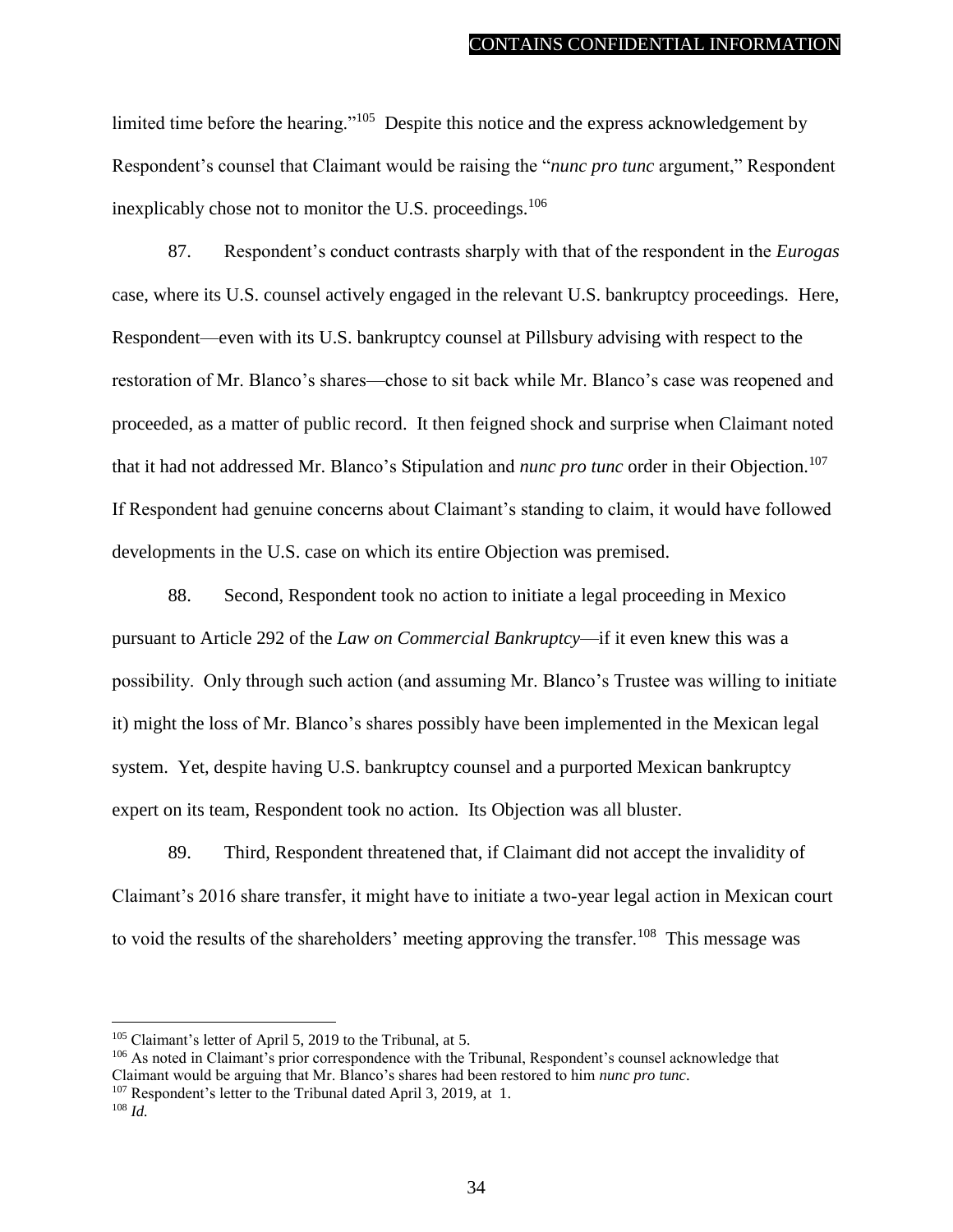limited time before the hearing."[105] Despite this notice and the express acknowledgement by Respondent's counsel that Claimant would be raising the "*nunc pro tunc* argument," Respondent inexplicably chose not to monitor the U.S. proceedings.[106]

87. Respondent's conduct contrasts sharply with that of the respondent in the *Eurogas* case, where its U.S. counsel actively engaged in the relevant U.S. bankruptcy proceedings. Here, Respondent—even with its U.S. bankruptcy counsel at Pillsbury advising with respect to the restoration of Mr. Blanco's shares—chose to sit back while Mr. Blanco's case was reopened and proceeded, as a matter of public record. It then feigned shock and surprise when Claimant noted that it had not addressed Mr. Blanco's Stipulation and *nunc pro tunc* order in their Objection.[107] If Respondent had genuine concerns about Claimant's standing to claim, it would have followed developments in the U.S. case on which its entire Objection was premised.

88. Second, Respondent took no action to initiate a legal proceeding in Mexico pursuant to Article 292 of the *Law on Commercial Bankruptcy*—if it even knew this was a possibility. Only through such action (and assuming Mr. Blanco's Trustee was willing to initiate it) might the loss of Mr. Blanco's shares possibly have been implemented in the Mexican legal system. Yet, despite having U.S. bankruptcy counsel and a purported Mexican bankruptcy expert on its team, Respondent took no action. Its Objection was all bluster.

89. Third, Respondent threatened that, if Claimant did not accept the invalidity of Claimant's 2016 share transfer, it might have to initiate a two-year legal action in Mexican court to void the results of the shareholders' meeting approving the transfer.[108] This message was

---

[105] Claimant's letter of April 5, 2019 to the Tribunal, at 5.

[106] As noted in Claimant's prior correspondence with the Tribunal, Respondent's counsel acknowledge that Claimant would be arguing that Mr. Blanco's shares had been restored to him *nunc pro tunc*.

[107] Respondent's letter to the Tribunal dated April 3, 2019, at 1.

[108] *Id.*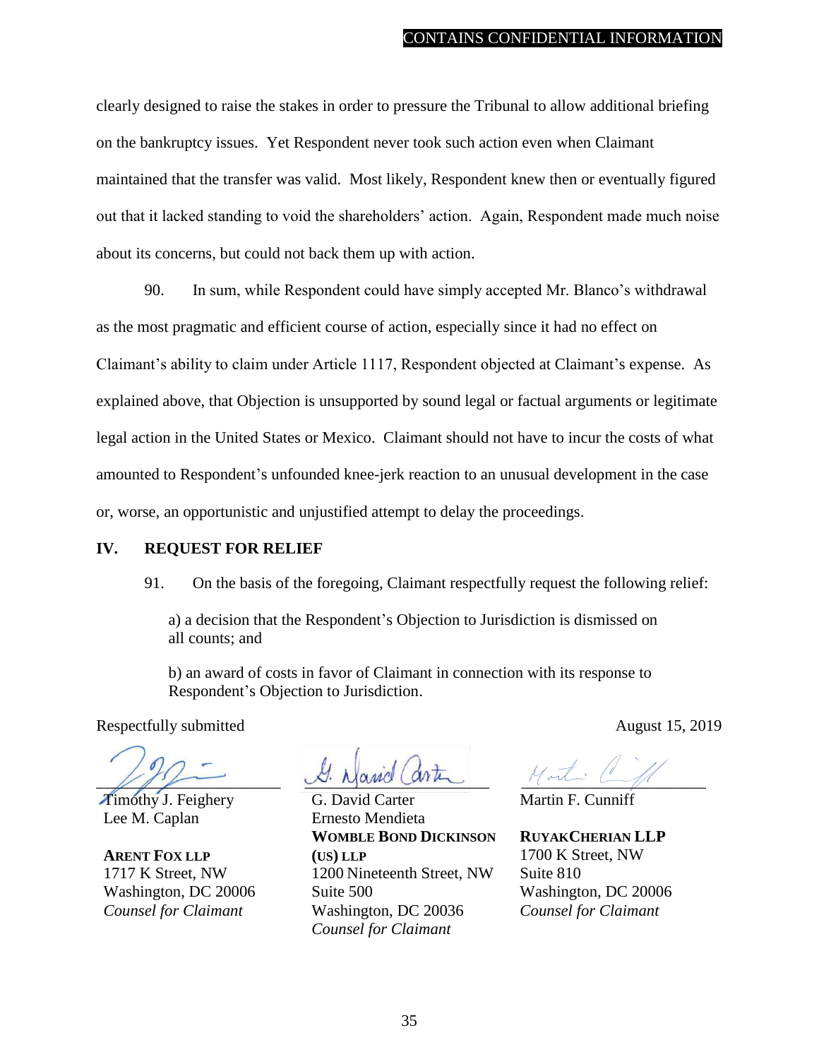clearly designed to raise the stakes in order to pressure the Tribunal to allow additional briefing on the bankruptcy issues. Yet Respondent never took such action even when Claimant maintained that the transfer was valid. Most likely, Respondent knew then or eventually figured out that it lacked standing to void the shareholders' action. Again, Respondent made much noise about its concerns, but could not back them up with action.

90. In sum, while Respondent could have simply accepted Mr. Blanco's withdrawal as the most pragmatic and efficient course of action, especially since it had no effect on Claimant's ability to claim under Article 1117, Respondent objected at Claimant's expense. As explained above, that Objection is unsupported by sound legal or factual arguments or legitimate legal action in the United States or Mexico. Claimant should not have to incur the costs of what amounted to Respondent's unfounded knee-jerk reaction to an unusual development in the case or, worse, an opportunistic and unjustified attempt to delay the proceedings.

## IV. REQUEST FOR RELIEF

91. On the basis of the foregoing, Claimant respectfully request the following relief:

a) a decision that the Respondent's Objection to Jurisdiction is dismissed on all counts; and

b) an award of costs in favor of Claimant in connection with its response to Respondent's Objection to Jurisdiction.

Respectfully submitted

August 15, 2019

Timothy J. Feighery
Lee M. Caplan

**ARENT FOX LLP**
1717 K Street, NW
Washington, DC 20006
*Counsel for Claimant*

G. David Carter
Ernesto Mendieta
**WOMBLE BOND DICKINSON (US) LLP**
1200 Nineteenth Street, NW
Suite 500
Washington, DC 20036
*Counsel for Claimant*

Martin F. Cunniff

**RUYAKCHERIAN LLP**
1700 K Street, NW
Suite 810
Washington, DC 20006
*Counsel for Claimant*